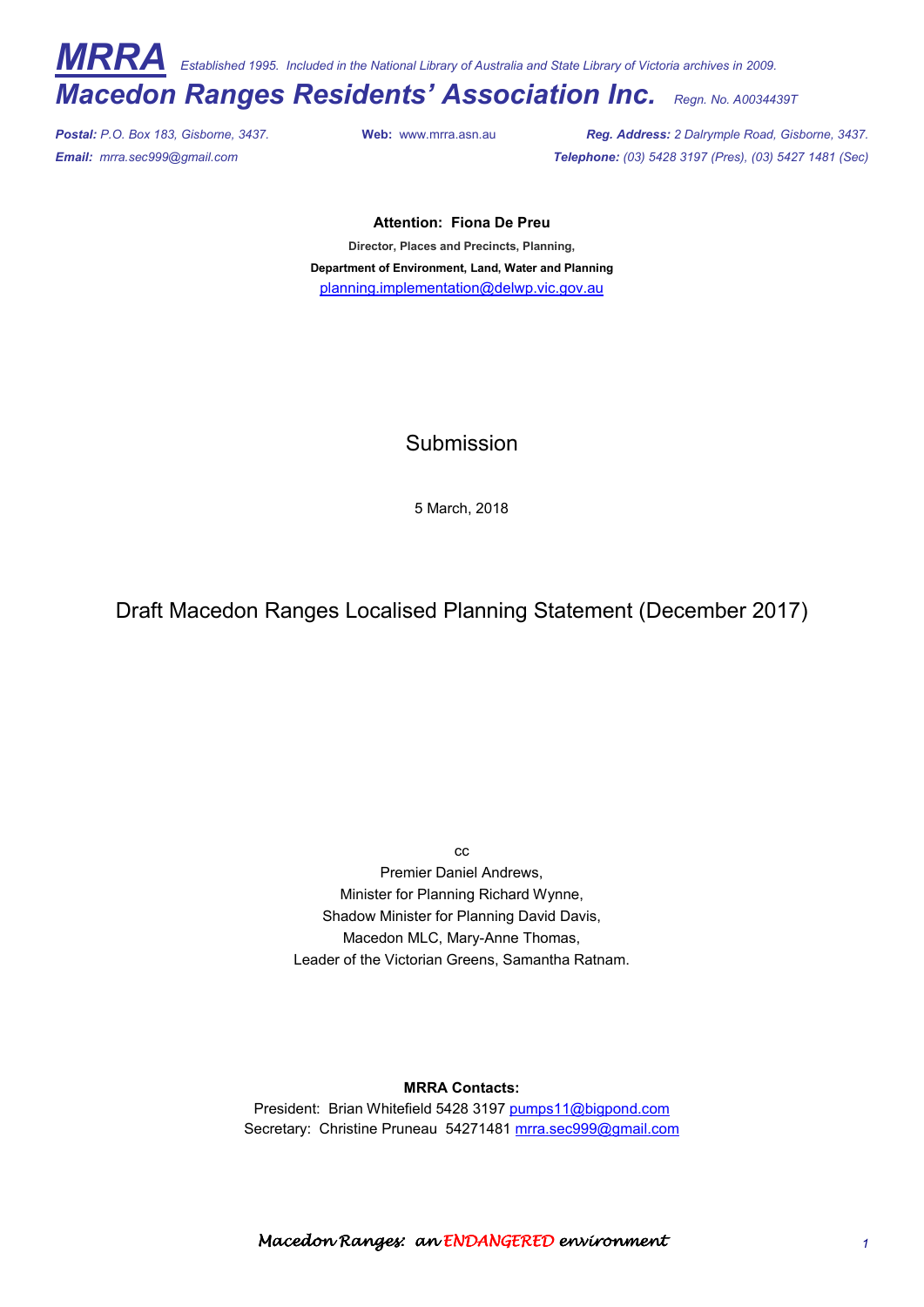# MRRA *Established 1995. Included in the National Library of Australia and State Library of Victoria archives in 2009.*

## *Macedon Ranges Residents' Association Inc.* *Regn. No. A0034439T*

***Postal:*** *P.O. Box 183, Gisborne, 3437.* **Web:** www.mrra.asn.au ***Reg. Address:*** *2 Dalrymple Road, Gisborne, 3437.*
***Email:*** *mrra.sec999@gmail.com* ***Telephone:*** *(03) 5428 3197 (Pres), (03) 5427 1481 (Sec)*

**Attention: Fiona De Preu**
**Director, Places and Precincts, Planning,**
**Department of Environment, Land, Water and Planning**
planning.implementation@delwp.vic.gov.au

# Submission

5 March, 2018

# Draft Macedon Ranges Localised Planning Statement (December 2017)

cc
Premier Daniel Andrews,
Minister for Planning Richard Wynne,
Shadow Minister for Planning David Davis,
Macedon MLC, Mary-Anne Thomas,
Leader of the Victorian Greens, Samantha Ratnam.

**MRRA Contacts:**
President: Brian Whitefield 5428 3197 pumps11@bigpond.com
Secretary: Christine Pruneau 54271481 mrra.sec999@gmail.com

*Macedon Ranges: an ENDANGERED environment*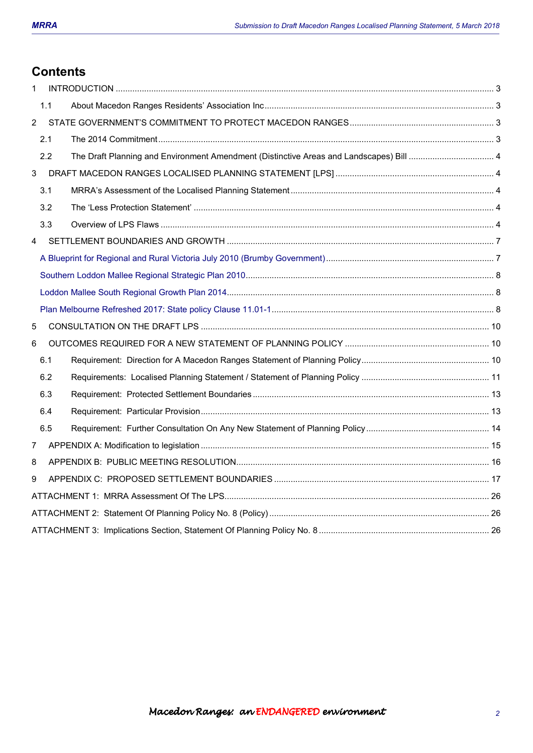## Contents

1 INTRODUCTION ... 3

- 1.1 About Macedon Ranges Residents' Association Inc ... 3

2 STATE GOVERNMENT'S COMMITMENT TO PROTECT MACEDON RANGES ... 3

- 2.1 The 2014 Commitment ... 3
- 2.2 The Draft Planning and Environment Amendment (Distinctive Areas and Landscapes) Bill ... 4

3 DRAFT MACEDON RANGES LOCALISED PLANNING STATEMENT [LPS] ... 4

- 3.1 MRRA's Assessment of the Localised Planning Statement ... 4
- 3.2 The 'Less Protection Statement' ... 4
- 3.3 Overview of LPS Flaws ... 4

4 SETTLEMENT BOUNDARIES AND GROWTH ... 7

- A Blueprint for Regional and Rural Victoria July 2010 (Brumby Government) ... 7
- Southern Loddon Mallee Regional Strategic Plan 2010 ... 8
- Loddon Mallee South Regional Growth Plan 2014 ... 8
- Plan Melbourne Refreshed 2017: State policy Clause 11.01-1 ... 8

5 CONSULTATION ON THE DRAFT LPS ... 10

6 OUTCOMES REQUIRED FOR A NEW STATEMENT OF PLANNING POLICY ... 10

- 6.1 Requirement: Direction for A Macedon Ranges Statement of Planning Policy ... 10
- 6.2 Requirements: Localised Planning Statement / Statement of Planning Policy ... 11
- 6.3 Requirement: Protected Settlement Boundaries ... 13
- 6.4 Requirement: Particular Provision ... 13
- 6.5 Requirement: Further Consultation On Any New Statement of Planning Policy ... 14

7 APPENDIX A: Modification to legislation ... 15

8 APPENDIX B: PUBLIC MEETING RESOLUTION ... 16

9 APPENDIX C: PROPOSED SETTLEMENT BOUNDARIES ... 17

ATTACHMENT 1: MRRA Assessment Of The LPS ... 26

ATTACHMENT 2: Statement Of Planning Policy No. 8 (Policy) ... 26

ATTACHMENT 3: Implications Section, Statement Of Planning Policy No. 8 ... 26

*Macedon Ranges: an ENDANGERED environment*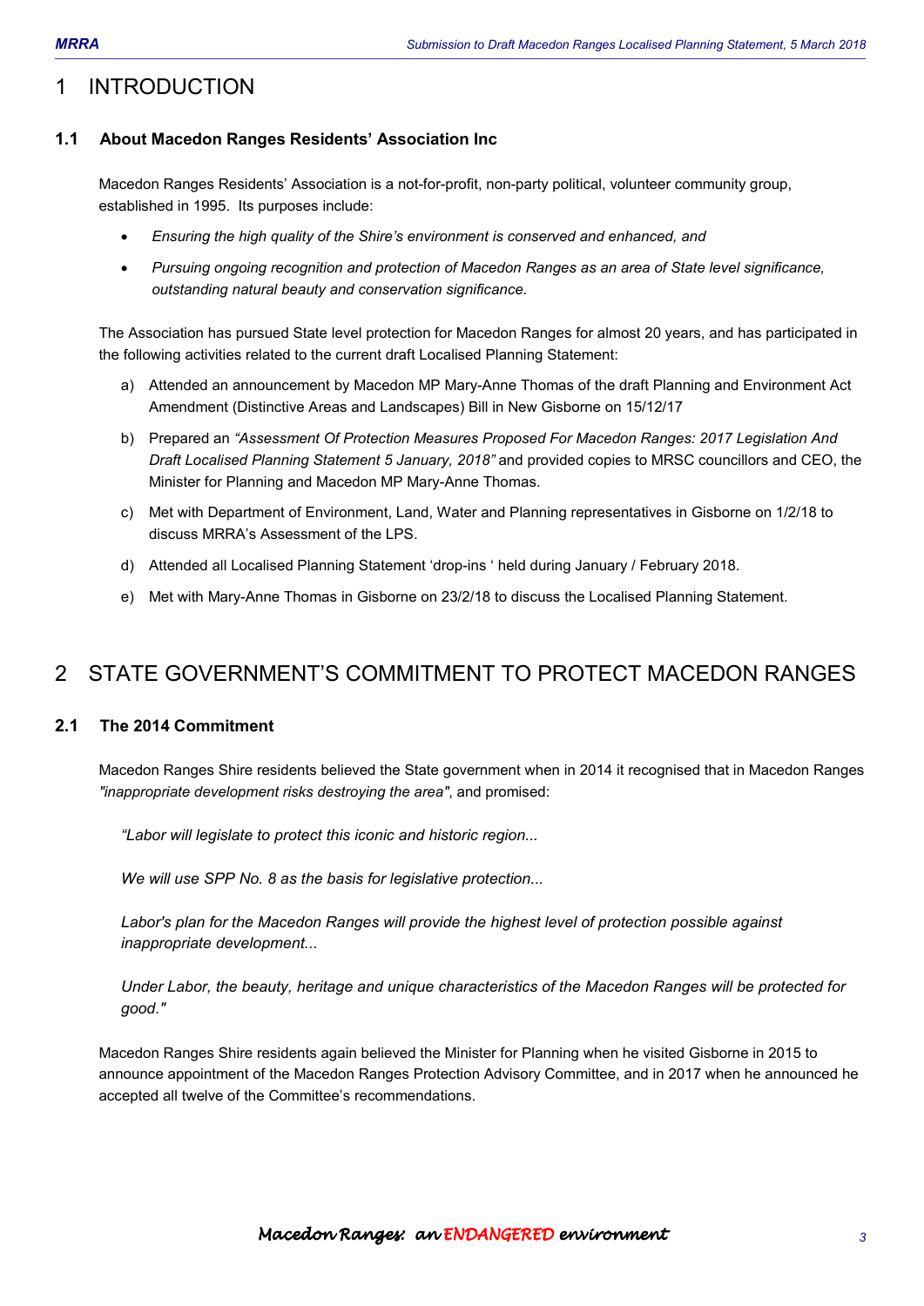# 1 INTRODUCTION

### 1.1 About Macedon Ranges Residents' Association Inc

Macedon Ranges Residents' Association is a not-for-profit, non-party political, volunteer community group, established in 1995. Its purposes include:

- *Ensuring the high quality of the Shire's environment is conserved and enhanced, and*
- *Pursuing ongoing recognition and protection of Macedon Ranges as an area of State level significance, outstanding natural beauty and conservation significance.*

The Association has pursued State level protection for Macedon Ranges for almost 20 years, and has participated in the following activities related to the current draft Localised Planning Statement:

a) Attended an announcement by Macedon MP Mary-Anne Thomas of the draft Planning and Environment Act Amendment (Distinctive Areas and Landscapes) Bill in New Gisborne on 15/12/17

b) Prepared an *"Assessment Of Protection Measures Proposed For Macedon Ranges: 2017 Legislation And Draft Localised Planning Statement 5 January, 2018"* and provided copies to MRSC councillors and CEO, the Minister for Planning and Macedon MP Mary-Anne Thomas.

c) Met with Department of Environment, Land, Water and Planning representatives in Gisborne on 1/2/18 to discuss MRRA's Assessment of the LPS.

d) Attended all Localised Planning Statement 'drop-ins ' held during January / February 2018.

e) Met with Mary-Anne Thomas in Gisborne on 23/2/18 to discuss the Localised Planning Statement.

# 2 STATE GOVERNMENT'S COMMITMENT TO PROTECT MACEDON RANGES

### 2.1 The 2014 Commitment

Macedon Ranges Shire residents believed the State government when in 2014 it recognised that in Macedon Ranges *"inappropriate development risks destroying the area"*, and promised:

> *"Labor will legislate to protect this iconic and historic region...*
>
> *We will use SPP No. 8 as the basis for legislative protection...*
>
> *Labor's plan for the Macedon Ranges will provide the highest level of protection possible against inappropriate development...*
>
> *Under Labor, the beauty, heritage and unique characteristics of the Macedon Ranges will be protected for good."*

Macedon Ranges Shire residents again believed the Minister for Planning when he visited Gisborne in 2015 to announce appointment of the Macedon Ranges Protection Advisory Committee, and in 2017 when he announced he accepted all twelve of the Committee's recommendations.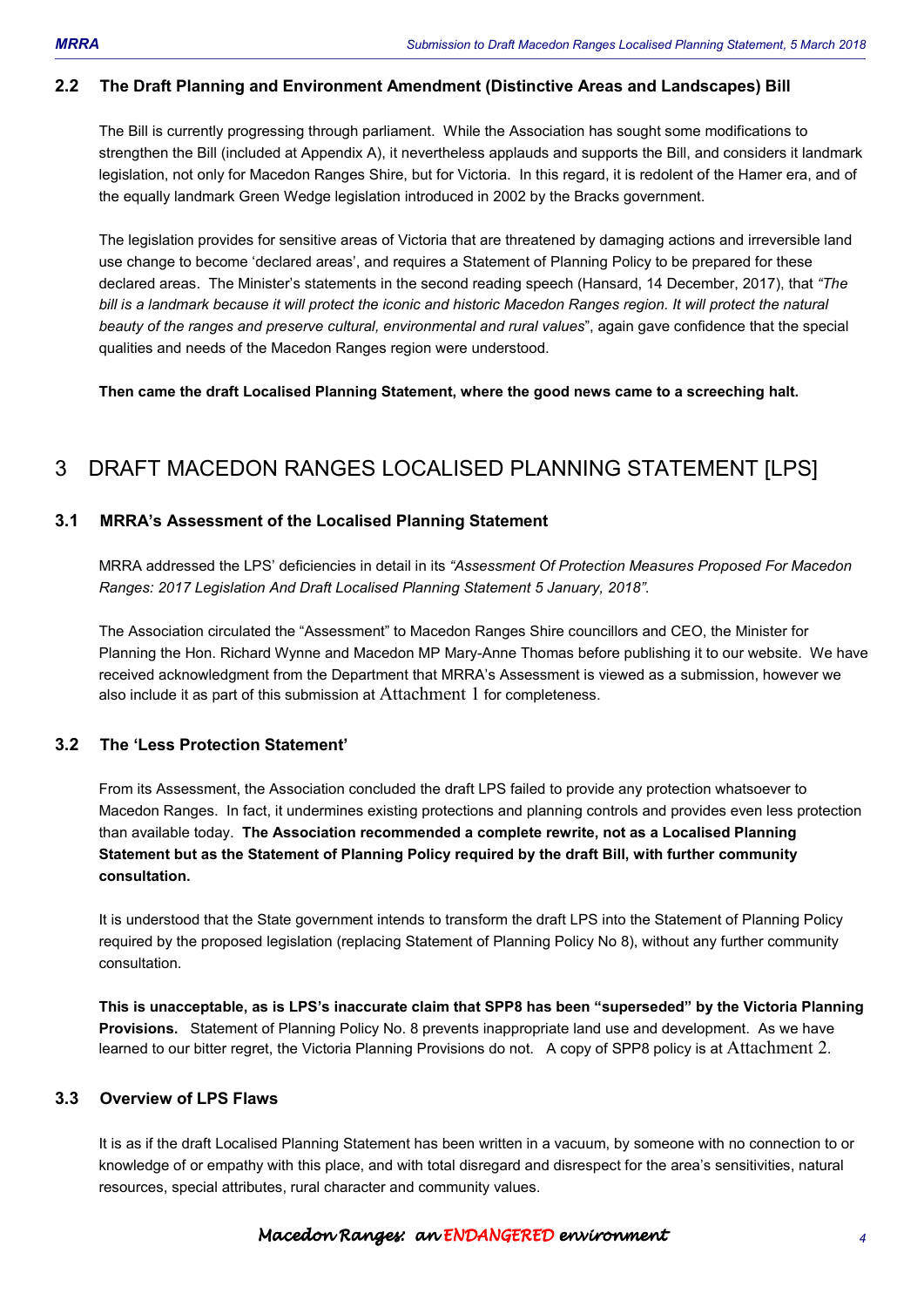### 2.2 The Draft Planning and Environment Amendment (Distinctive Areas and Landscapes) Bill

The Bill is currently progressing through parliament. While the Association has sought some modifications to strengthen the Bill (included at Appendix A), it nevertheless applauds and supports the Bill, and considers it landmark legislation, not only for Macedon Ranges Shire, but for Victoria. In this regard, it is redolent of the Hamer era, and of the equally landmark Green Wedge legislation introduced in 2002 by the Bracks government.

The legislation provides for sensitive areas of Victoria that are threatened by damaging actions and irreversible land use change to become 'declared areas', and requires a Statement of Planning Policy to be prepared for these declared areas. The Minister's statements in the second reading speech (Hansard, 14 December, 2017), that *"The bill is a landmark because it will protect the iconic and historic Macedon Ranges region. It will protect the natural beauty of the ranges and preserve cultural, environmental and rural values*", again gave confidence that the special qualities and needs of the Macedon Ranges region were understood.

**Then came the draft Localised Planning Statement, where the good news came to a screeching halt.**

## 3 DRAFT MACEDON RANGES LOCALISED PLANNING STATEMENT [LPS]

### 3.1 MRRA's Assessment of the Localised Planning Statement

MRRA addressed the LPS' deficiencies in detail in its *"Assessment Of Protection Measures Proposed For Macedon Ranges: 2017 Legislation And Draft Localised Planning Statement 5 January, 2018"*.

The Association circulated the "Assessment" to Macedon Ranges Shire councillors and CEO, the Minister for Planning the Hon. Richard Wynne and Macedon MP Mary-Anne Thomas before publishing it to our website. We have received acknowledgment from the Department that MRRA's Assessment is viewed as a submission, however we also include it as part of this submission at Attachment 1 for completeness.

### 3.2 The 'Less Protection Statement'

From its Assessment, the Association concluded the draft LPS failed to provide any protection whatsoever to Macedon Ranges. In fact, it undermines existing protections and planning controls and provides even less protection than available today. **The Association recommended a complete rewrite, not as a Localised Planning Statement but as the Statement of Planning Policy required by the draft Bill, with further community consultation.**

It is understood that the State government intends to transform the draft LPS into the Statement of Planning Policy required by the proposed legislation (replacing Statement of Planning Policy No 8), without any further community consultation.

**This is unacceptable, as is LPS's inaccurate claim that SPP8 has been "superseded" by the Victoria Planning Provisions.** Statement of Planning Policy No. 8 prevents inappropriate land use and development. As we have learned to our bitter regret, the Victoria Planning Provisions do not. A copy of SPP8 policy is at Attachment 2.

### 3.3 Overview of LPS Flaws

It is as if the draft Localised Planning Statement has been written in a vacuum, by someone with no connection to or knowledge of or empathy with this place, and with total disregard and disrespect for the area's sensitivities, natural resources, special attributes, rural character and community values.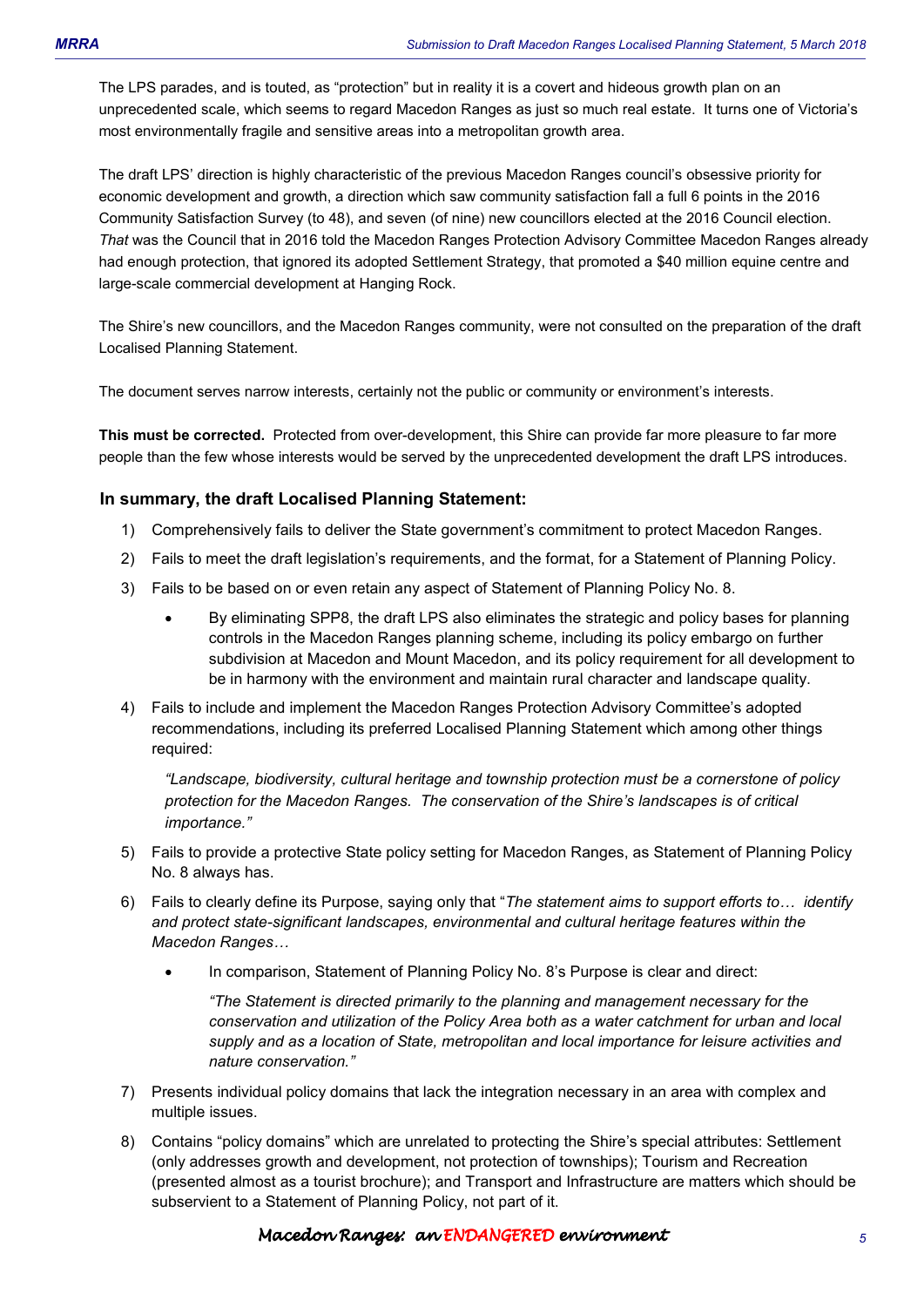The LPS parades, and is touted, as "protection" but in reality it is a covert and hideous growth plan on an unprecedented scale, which seems to regard Macedon Ranges as just so much real estate. It turns one of Victoria's most environmentally fragile and sensitive areas into a metropolitan growth area.

The draft LPS' direction is highly characteristic of the previous Macedon Ranges council's obsessive priority for economic development and growth, a direction which saw community satisfaction fall a full 6 points in the 2016 Community Satisfaction Survey (to 48), and seven (of nine) new councillors elected at the 2016 Council election. *That* was the Council that in 2016 told the Macedon Ranges Protection Advisory Committee Macedon Ranges already had enough protection, that ignored its adopted Settlement Strategy, that promoted a $40 million equine centre and large-scale commercial development at Hanging Rock.

The Shire's new councillors, and the Macedon Ranges community, were not consulted on the preparation of the draft Localised Planning Statement.

The document serves narrow interests, certainly not the public or community or environment's interests.

**This must be corrected.** Protected from over-development, this Shire can provide far more pleasure to far more people than the few whose interests would be served by the unprecedented development the draft LPS introduces.

### In summary, the draft Localised Planning Statement:

1) Comprehensively fails to deliver the State government's commitment to protect Macedon Ranges.
2) Fails to meet the draft legislation's requirements, and the format, for a Statement of Planning Policy.
3) Fails to be based on or even retain any aspect of Statement of Planning Policy No. 8.
   - By eliminating SPP8, the draft LPS also eliminates the strategic and policy bases for planning controls in the Macedon Ranges planning scheme, including its policy embargo on further subdivision at Macedon and Mount Macedon, and its policy requirement for all development to be in harmony with the environment and maintain rural character and landscape quality.
4) Fails to include and implement the Macedon Ranges Protection Advisory Committee's adopted recommendations, including its preferred Localised Planning Statement which among other things required:

   *"Landscape, biodiversity, cultural heritage and township protection must be a cornerstone of policy protection for the Macedon Ranges. The conservation of the Shire's landscapes is of critical importance."*

5) Fails to provide a protective State policy setting for Macedon Ranges, as Statement of Planning Policy No. 8 always has.
6) Fails to clearly define its Purpose, saying only that "*The statement aims to support efforts to… identify and protect state-significant landscapes, environmental and cultural heritage features within the Macedon Ranges…*
   - In comparison, Statement of Planning Policy No. 8's Purpose is clear and direct:

     *"The Statement is directed primarily to the planning and management necessary for the conservation and utilization of the Policy Area both as a water catchment for urban and local supply and as a location of State, metropolitan and local importance for leisure activities and nature conservation."*

7) Presents individual policy domains that lack the integration necessary in an area with complex and multiple issues.
8) Contains "policy domains" which are unrelated to protecting the Shire's special attributes: Settlement (only addresses growth and development, not protection of townships); Tourism and Recreation (presented almost as a tourist brochure); and Transport and Infrastructure are matters which should be subservient to a Statement of Planning Policy, not part of it.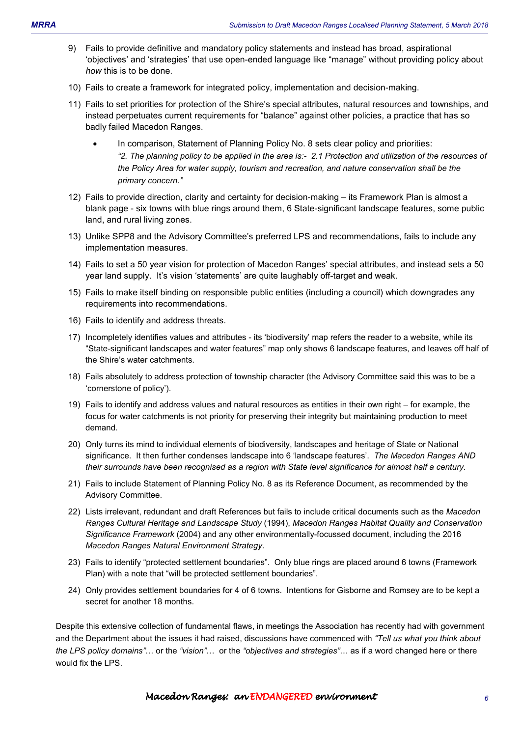9) Fails to provide definitive and mandatory policy statements and instead has broad, aspirational 'objectives' and 'strategies' that use open-ended language like "manage" without providing policy about *how* this is to be done.

10) Fails to create a framework for integrated policy, implementation and decision-making.

11) Fails to set priorities for protection of the Shire's special attributes, natural resources and townships, and instead perpetuates current requirements for "balance" against other policies, a practice that has so badly failed Macedon Ranges.

    - In comparison, Statement of Planning Policy No. 8 sets clear policy and priorities: *"2. The planning policy to be applied in the area is:- 2.1 Protection and utilization of the resources of the Policy Area for water supply, tourism and recreation, and nature conservation shall be the primary concern."*

12) Fails to provide direction, clarity and certainty for decision-making – its Framework Plan is almost a blank page - six towns with blue rings around them, 6 State-significant landscape features, some public land, and rural living zones.

13) Unlike SPP8 and the Advisory Committee's preferred LPS and recommendations, fails to include any implementation measures.

14) Fails to set a 50 year vision for protection of Macedon Ranges' special attributes, and instead sets a 50 year land supply. It's vision 'statements' are quite laughably off-target and weak.

15) Fails to make itself <u>binding</u> on responsible public entities (including a council) which downgrades any requirements into recommendations.

16) Fails to identify and address threats.

17) Incompletely identifies values and attributes - its 'biodiversity' map refers the reader to a website, while its "State-significant landscapes and water features" map only shows 6 landscape features, and leaves off half of the Shire's water catchments.

18) Fails absolutely to address protection of township character (the Advisory Committee said this was to be a 'cornerstone of policy').

19) Fails to identify and address values and natural resources as entities in their own right – for example, the focus for water catchments is not priority for preserving their integrity but maintaining production to meet demand.

20) Only turns its mind to individual elements of biodiversity, landscapes and heritage of State or National significance. It then further condenses landscape into 6 'landscape features'. *The Macedon Ranges AND their surrounds have been recognised as a region with State level significance for almost half a century.*

21) Fails to include Statement of Planning Policy No. 8 as its Reference Document, as recommended by the Advisory Committee.

22) Lists irrelevant, redundant and draft References but fails to include critical documents such as the *Macedon Ranges Cultural Heritage and Landscape Study* (1994), *Macedon Ranges Habitat Quality and Conservation Significance Framework* (2004) and any other environmentally-focussed document, including the 2016 *Macedon Ranges Natural Environment Strategy*.

23) Fails to identify "protected settlement boundaries". Only blue rings are placed around 6 towns (Framework Plan) with a note that "will be protected settlement boundaries".

24) Only provides settlement boundaries for 4 of 6 towns. Intentions for Gisborne and Romsey are to be kept a secret for another 18 months.

Despite this extensive collection of fundamental flaws, in meetings the Association has recently had with government and the Department about the issues it had raised, discussions have commenced with *"Tell us what you think about the LPS policy domains"*… or the *"vision"*… or the *"objectives and strategies"*… as if a word changed here or there would fix the LPS.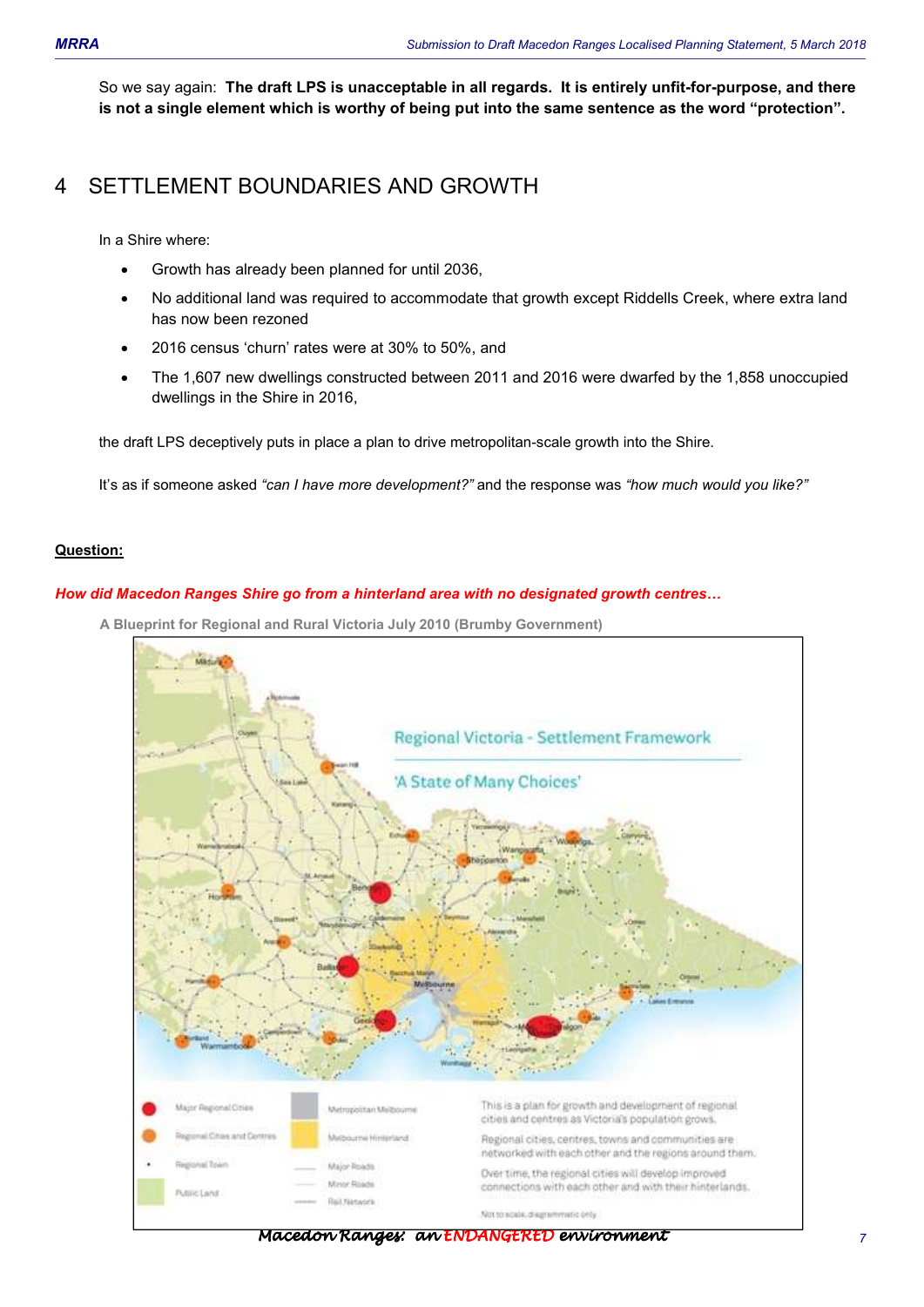So we say again: **The draft LPS is unacceptable in all regards. It is entirely unfit-for-purpose, and there is not a single element which is worthy of being put into the same sentence as the word "protection".**

# 4 SETTLEMENT BOUNDARIES AND GROWTH

In a Shire where:

- Growth has already been planned for until 2036,
- No additional land was required to accommodate that growth except Riddells Creek, where extra land has now been rezoned
- 2016 census 'churn' rates were at 30% to 50%, and
- The 1,607 new dwellings constructed between 2011 and 2016 were dwarfed by the 1,858 unoccupied dwellings in the Shire in 2016,

the draft LPS deceptively puts in place a plan to drive metropolitan-scale growth into the Shire.

It's as if someone asked *"can I have more development?"* and the response was *"how much would you like?"*

__Question:__

***How did Macedon Ranges Shire go from a hinterland area with no designated growth centres…***

**A Blueprint for Regional and Rural Victoria July 2010 (Brumby Government)**

Regional Victoria - Settlement Framework

'A State of Many Choices'

Major Regional Cities
Regional Cities and Centres
Regional Town
Public Land
Metropolitan Melbourne
Melbourne Hinterland
Major Roads
Minor Roads
Rail Network

This is a plan for growth and development of regional cities and centres as Victoria's population grows.

Regional cities, centres, towns and communities are networked with each other and the regions around them.

Over time, the regional cities will develop improved connections with each other and with their hinterlands.

Not to scale, diagrammatic only

*Macedon Ranges: an ENDANGERED environment*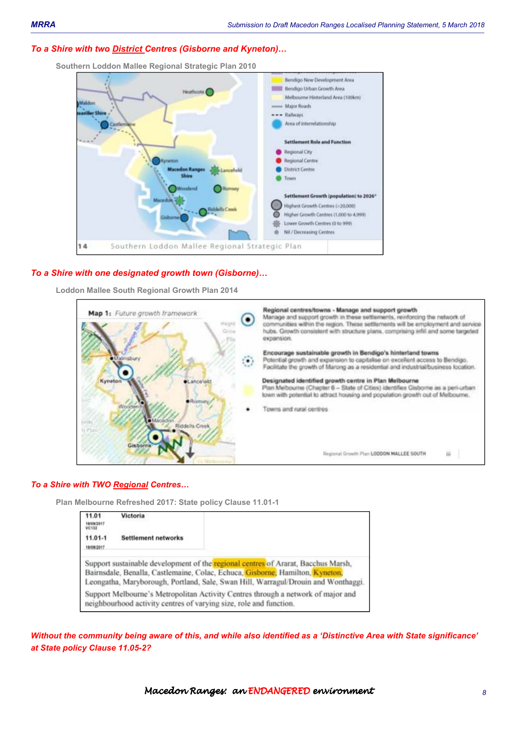*To a Shire with two District Centres (Gisborne and Kyneton)…*

**Southern Loddon Mallee Regional Strategic Plan 2010**

*To a Shire with one designated growth town (Gisborne)…*

**Loddon Mallee South Regional Growth Plan 2014**

*To a Shire with TWO Regional Centres…*

**Plan Melbourne Refreshed 2017: State policy Clause 11.01-1**

| | |
|---|---|
| **11.01** 19/09/2017 VC132 | **Victoria** |
| **11.01-1** 19/09/2017 | **Settlement networks** |

Support sustainable development of the regional centres of Ararat, Bacchus Marsh, Bairnsdale, Benalla, Castlemaine, Colac, Echuca, Gisborne, Hamilton, Kyneton, Leongatha, Maryborough, Portland, Sale, Swan Hill, Warragul/Drouin and Wonthaggi.

Support Melbourne's Metropolitan Activity Centres through a network of major and neighbourhood activity centres of varying size, role and function.

***Without the community being aware of this, and while also identified as a 'Distinctive Area with State significance' at State policy Clause 11.05-2?***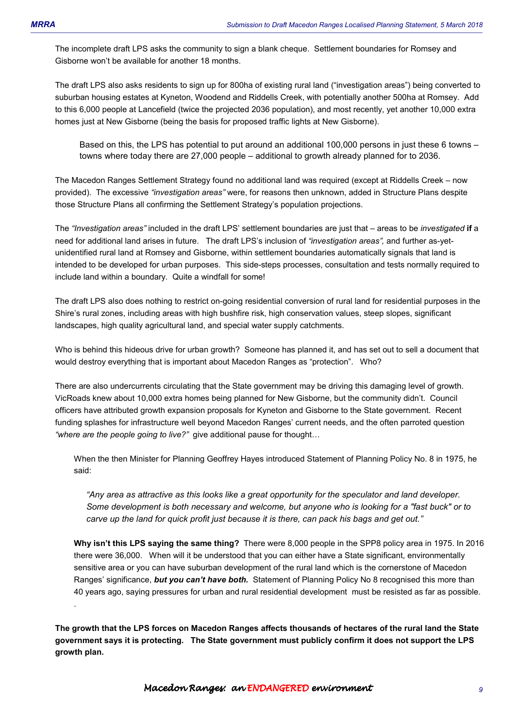The incomplete draft LPS asks the community to sign a blank cheque. Settlement boundaries for Romsey and Gisborne won't be available for another 18 months.

The draft LPS also asks residents to sign up for 800ha of existing rural land ("investigation areas") being converted to suburban housing estates at Kyneton, Woodend and Riddells Creek, with potentially another 500ha at Romsey. Add to this 6,000 people at Lancefield (twice the projected 2036 population), and most recently, yet another 10,000 extra homes just at New Gisborne (being the basis for proposed traffic lights at New Gisborne).

> Based on this, the LPS has potential to put around an additional 100,000 persons in just these 6 towns – towns where today there are 27,000 people – additional to growth already planned for to 2036.

The Macedon Ranges Settlement Strategy found no additional land was required (except at Riddells Creek – now provided). The excessive *"investigation areas"* were, for reasons then unknown, added in Structure Plans despite those Structure Plans all confirming the Settlement Strategy's population projections.

The *"Investigation areas"* included in the draft LPS' settlement boundaries are just that – areas to be *investigated* **if** a need for additional land arises in future. The draft LPS's inclusion of *"investigation areas",* and further as-yet-unidentified rural land at Romsey and Gisborne, within settlement boundaries automatically signals that land is intended to be developed for urban purposes. This side-steps processes, consultation and tests normally required to include land within a boundary. Quite a windfall for some!

The draft LPS also does nothing to restrict on-going residential conversion of rural land for residential purposes in the Shire's rural zones, including areas with high bushfire risk, high conservation values, steep slopes, significant landscapes, high quality agricultural land, and special water supply catchments.

Who is behind this hideous drive for urban growth? Someone has planned it, and has set out to sell a document that would destroy everything that is important about Macedon Ranges as "protection". Who?

There are also undercurrents circulating that the State government may be driving this damaging level of growth. VicRoads knew about 10,000 extra homes being planned for New Gisborne, but the community didn't. Council officers have attributed growth expansion proposals for Kyneton and Gisborne to the State government. Recent funding splashes for infrastructure well beyond Macedon Ranges' current needs, and the often parroted question *"where are the people going to live?"* give additional pause for thought…

> When the then Minister for Planning Geoffrey Hayes introduced Statement of Planning Policy No. 8 in 1975, he said:
>
> > *"Any area as attractive as this looks like a great opportunity for the speculator and land developer. Some development is both necessary and welcome, but anyone who is looking for a "fast buck" or to carve up the land for quick profit just because it is there, can pack his bags and get out."*
>
> **Why isn't this LPS saying the same thing?** There were 8,000 people in the SPP8 policy area in 1975. In 2016 there were 36,000. When will it be understood that you can either have a State significant, environmentally sensitive area or you can have suburban development of the rural land which is the cornerstone of Macedon Ranges' significance, ***but you can't have both.*** Statement of Planning Policy No 8 recognised this more than 40 years ago, saying pressures for urban and rural residential development must be resisted as far as possible.

**The growth that the LPS forces on Macedon Ranges affects thousands of hectares of the rural land the State government says it is protecting. The State government must publicly confirm it does not support the LPS growth plan.**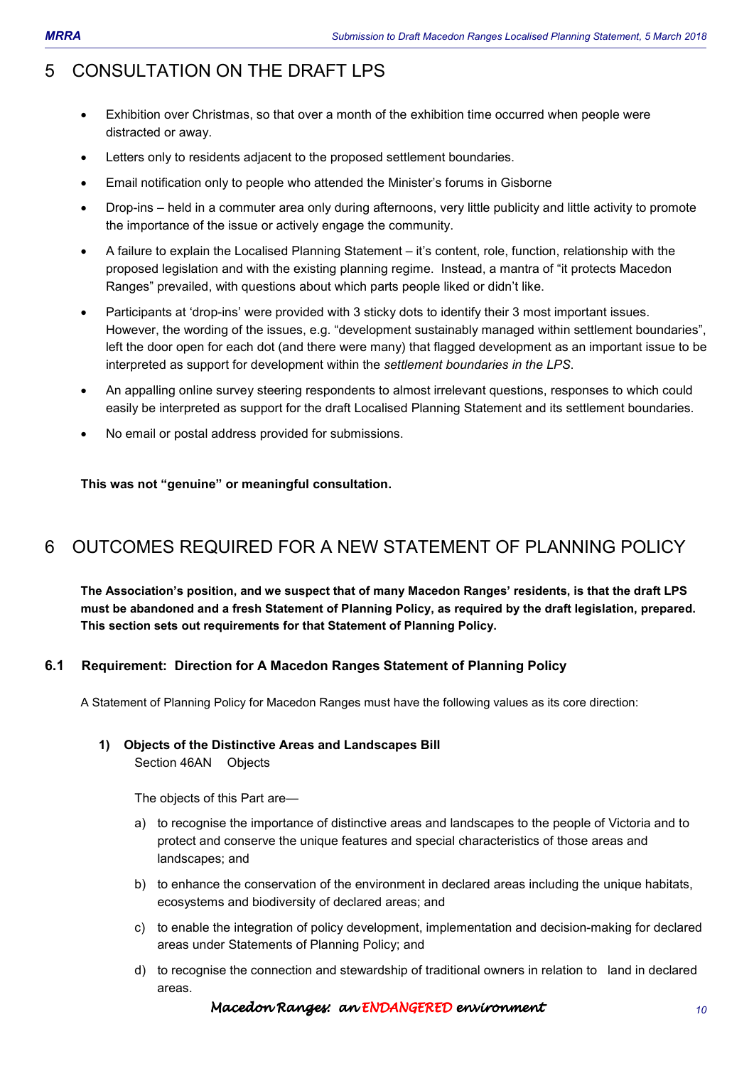# 5 CONSULTATION ON THE DRAFT LPS

- Exhibition over Christmas, so that over a month of the exhibition time occurred when people were distracted or away.
- Letters only to residents adjacent to the proposed settlement boundaries.
- Email notification only to people who attended the Minister's forums in Gisborne
- Drop-ins – held in a commuter area only during afternoons, very little publicity and little activity to promote the importance of the issue or actively engage the community.
- A failure to explain the Localised Planning Statement – it's content, role, function, relationship with the proposed legislation and with the existing planning regime. Instead, a mantra of "it protects Macedon Ranges" prevailed, with questions about which parts people liked or didn't like.
- Participants at 'drop-ins' were provided with 3 sticky dots to identify their 3 most important issues. However, the wording of the issues, e.g. "development sustainably managed within settlement boundaries", left the door open for each dot (and there were many) that flagged development as an important issue to be interpreted as support for development within the *settlement boundaries in the LPS*.
- An appalling online survey steering respondents to almost irrelevant questions, responses to which could easily be interpreted as support for the draft Localised Planning Statement and its settlement boundaries.
- No email or postal address provided for submissions.

**This was not "genuine" or meaningful consultation.**

# 6 OUTCOMES REQUIRED FOR A NEW STATEMENT OF PLANNING POLICY

**The Association's position, and we suspect that of many Macedon Ranges' residents, is that the draft LPS must be abandoned and a fresh Statement of Planning Policy, as required by the draft legislation, prepared. This section sets out requirements for that Statement of Planning Policy.**

## 6.1 Requirement: Direction for A Macedon Ranges Statement of Planning Policy

A Statement of Planning Policy for Macedon Ranges must have the following values as its core direction:

**1) Objects of the Distinctive Areas and Landscapes Bill**
Section 46AN Objects

The objects of this Part are—

a) to recognise the importance of distinctive areas and landscapes to the people of Victoria and to protect and conserve the unique features and special characteristics of those areas and landscapes; and

b) to enhance the conservation of the environment in declared areas including the unique habitats, ecosystems and biodiversity of declared areas; and

c) to enable the integration of policy development, implementation and decision-making for declared areas under Statements of Planning Policy; and

d) to recognise the connection and stewardship of traditional owners in relation to land in declared areas.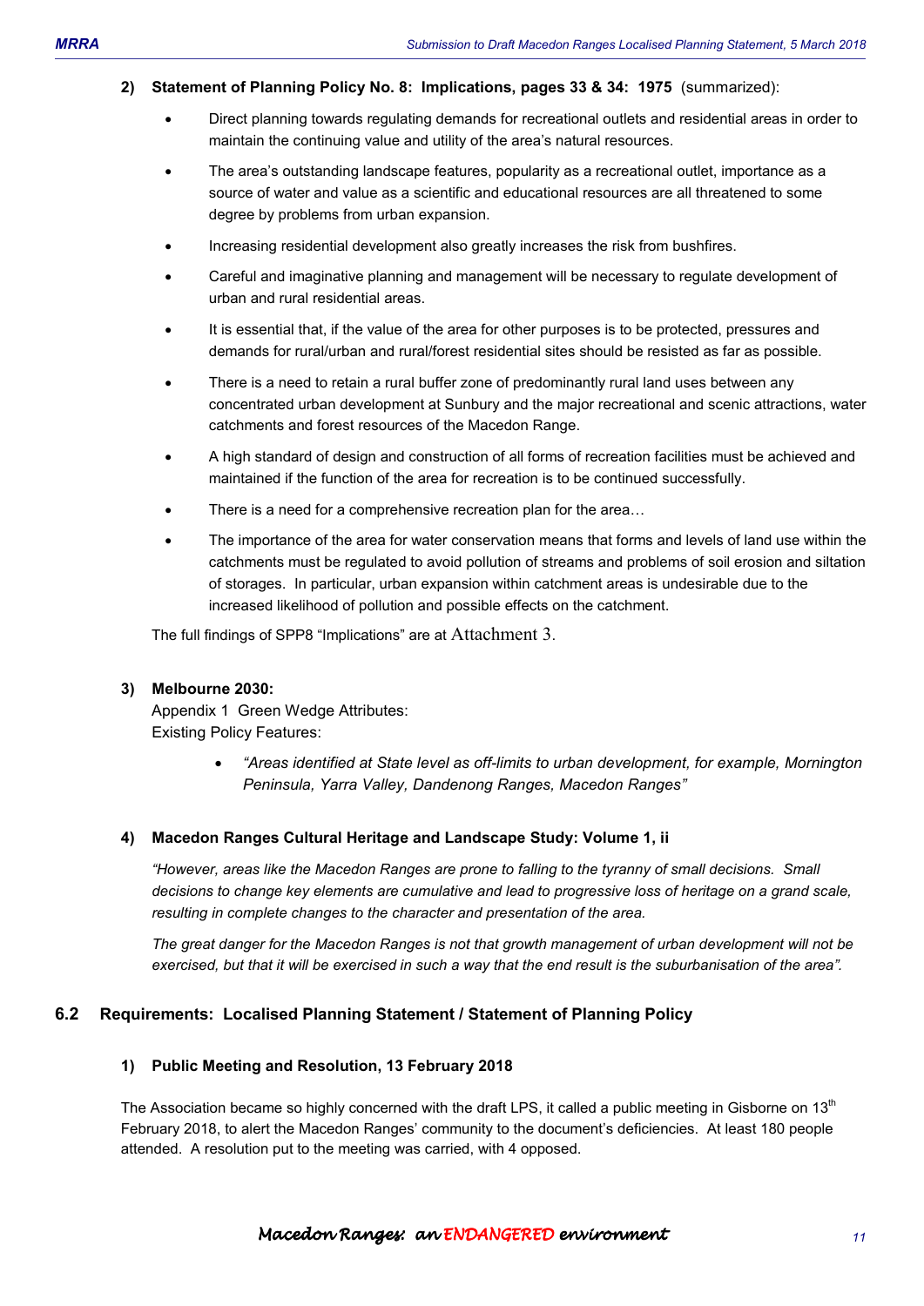**2) Statement of Planning Policy No. 8: Implications, pages 33 & 34: 1975** (summarized):

- Direct planning towards regulating demands for recreational outlets and residential areas in order to maintain the continuing value and utility of the area's natural resources.
- The area's outstanding landscape features, popularity as a recreational outlet, importance as a source of water and value as a scientific and educational resources are all threatened to some degree by problems from urban expansion.
- Increasing residential development also greatly increases the risk from bushfires.
- Careful and imaginative planning and management will be necessary to regulate development of urban and rural residential areas.
- It is essential that, if the value of the area for other purposes is to be protected, pressures and demands for rural/urban and rural/forest residential sites should be resisted as far as possible.
- There is a need to retain a rural buffer zone of predominantly rural land uses between any concentrated urban development at Sunbury and the major recreational and scenic attractions, water catchments and forest resources of the Macedon Range.
- A high standard of design and construction of all forms of recreation facilities must be achieved and maintained if the function of the area for recreation is to be continued successfully.
- There is a need for a comprehensive recreation plan for the area…
- The importance of the area for water conservation means that forms and levels of land use within the catchments must be regulated to avoid pollution of streams and problems of soil erosion and siltation of storages. In particular, urban expansion within catchment areas is undesirable due to the increased likelihood of pollution and possible effects on the catchment.

The full findings of SPP8 "Implications" are at Attachment 3.

**3) Melbourne 2030:**

Appendix 1 Green Wedge Attributes:
Existing Policy Features:

- *"Areas identified at State level as off-limits to urban development, for example, Mornington Peninsula, Yarra Valley, Dandenong Ranges, Macedon Ranges"*

**4) Macedon Ranges Cultural Heritage and Landscape Study: Volume 1, ii**

*"However, areas like the Macedon Ranges are prone to falling to the tyranny of small decisions. Small decisions to change key elements are cumulative and lead to progressive loss of heritage on a grand scale, resulting in complete changes to the character and presentation of the area.*

*The great danger for the Macedon Ranges is not that growth management of urban development will not be exercised, but that it will be exercised in such a way that the end result is the suburbanisation of the area".*

## 6.2 Requirements: Localised Planning Statement / Statement of Planning Policy

### 1) Public Meeting and Resolution, 13 February 2018

The Association became so highly concerned with the draft LPS, it called a public meeting in Gisborne on 13th February 2018, to alert the Macedon Ranges' community to the document's deficiencies. At least 180 people attended. A resolution put to the meeting was carried, with 4 opposed.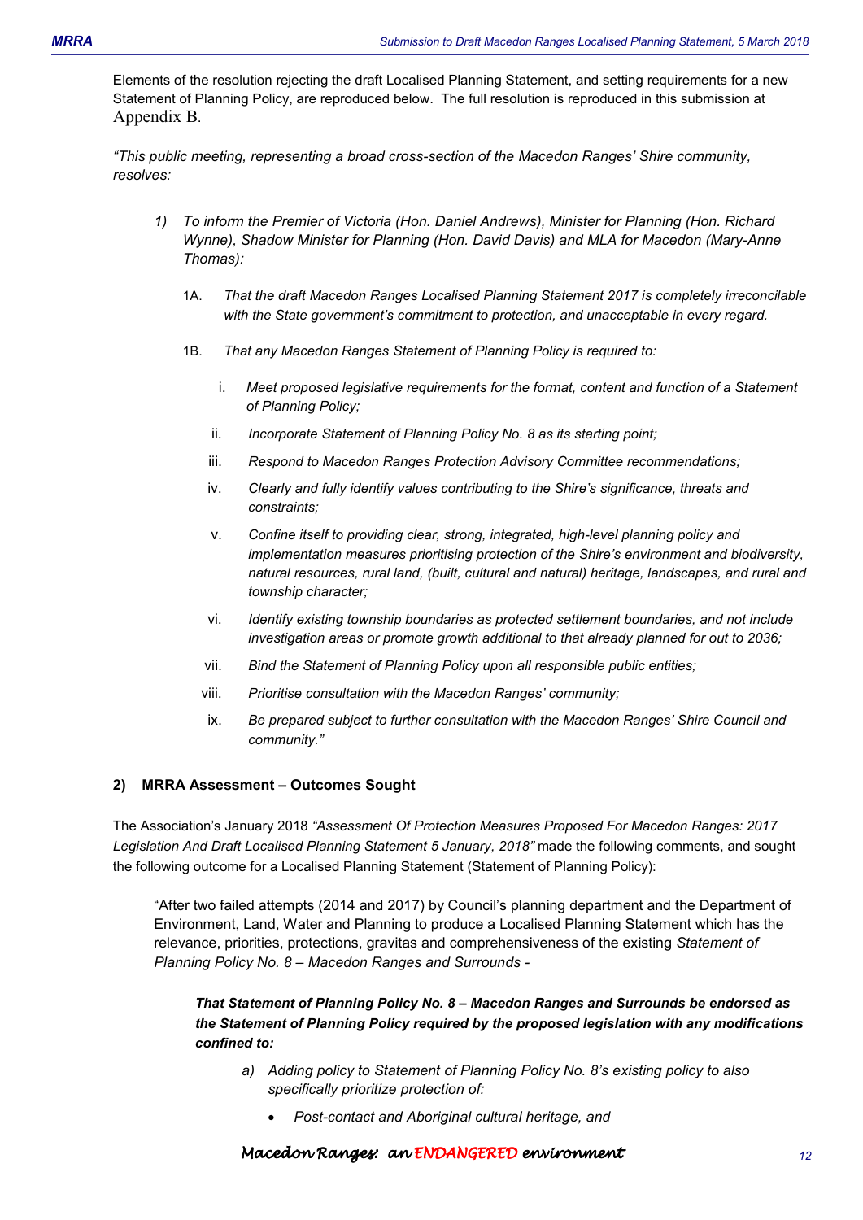Elements of the resolution rejecting the draft Localised Planning Statement, and setting requirements for a new Statement of Planning Policy, are reproduced below. The full resolution is reproduced in this submission at Appendix B.

*"This public meeting, representing a broad cross-section of the Macedon Ranges' Shire community, resolves:*

1) *To inform the Premier of Victoria (Hon. Daniel Andrews), Minister for Planning (Hon. Richard Wynne), Shadow Minister for Planning (Hon. David Davis) and MLA for Macedon (Mary-Anne Thomas):*

   1A. *That the draft Macedon Ranges Localised Planning Statement 2017 is completely irreconcilable with the State government's commitment to protection, and unacceptable in every regard.*

   1B. *That any Macedon Ranges Statement of Planning Policy is required to:*

      i. *Meet proposed legislative requirements for the format, content and function of a Statement of Planning Policy;*
      ii. *Incorporate Statement of Planning Policy No. 8 as its starting point;*
      iii. *Respond to Macedon Ranges Protection Advisory Committee recommendations;*
      iv. *Clearly and fully identify values contributing to the Shire's significance, threats and constraints;*
      v. *Confine itself to providing clear, strong, integrated, high-level planning policy and implementation measures prioritising protection of the Shire's environment and biodiversity, natural resources, rural land, (built, cultural and natural) heritage, landscapes, and rural and township character;*
      vi. *Identify existing township boundaries as protected settlement boundaries, and not include investigation areas or promote growth additional to that already planned for out to 2036;*
      vii. *Bind the Statement of Planning Policy upon all responsible public entities;*
      viii. *Prioritise consultation with the Macedon Ranges' community;*
      ix. *Be prepared subject to further consultation with the Macedon Ranges' Shire Council and community."*

## 2) MRRA Assessment – Outcomes Sought

The Association's January 2018 *"Assessment Of Protection Measures Proposed For Macedon Ranges: 2017 Legislation And Draft Localised Planning Statement 5 January, 2018"* made the following comments, and sought the following outcome for a Localised Planning Statement (Statement of Planning Policy):

"After two failed attempts (2014 and 2017) by Council's planning department and the Department of Environment, Land, Water and Planning to produce a Localised Planning Statement which has the relevance, priorities, protections, gravitas and comprehensiveness of the existing *Statement of Planning Policy No. 8 – Macedon Ranges and Surrounds* -

***That Statement of Planning Policy No. 8 – Macedon Ranges and Surrounds be endorsed as the Statement of Planning Policy required by the proposed legislation with any modifications confined to:***

a) *Adding policy to Statement of Planning Policy No. 8's existing policy to also specifically prioritize protection of:*
   - *Post-contact and Aboriginal cultural heritage, and*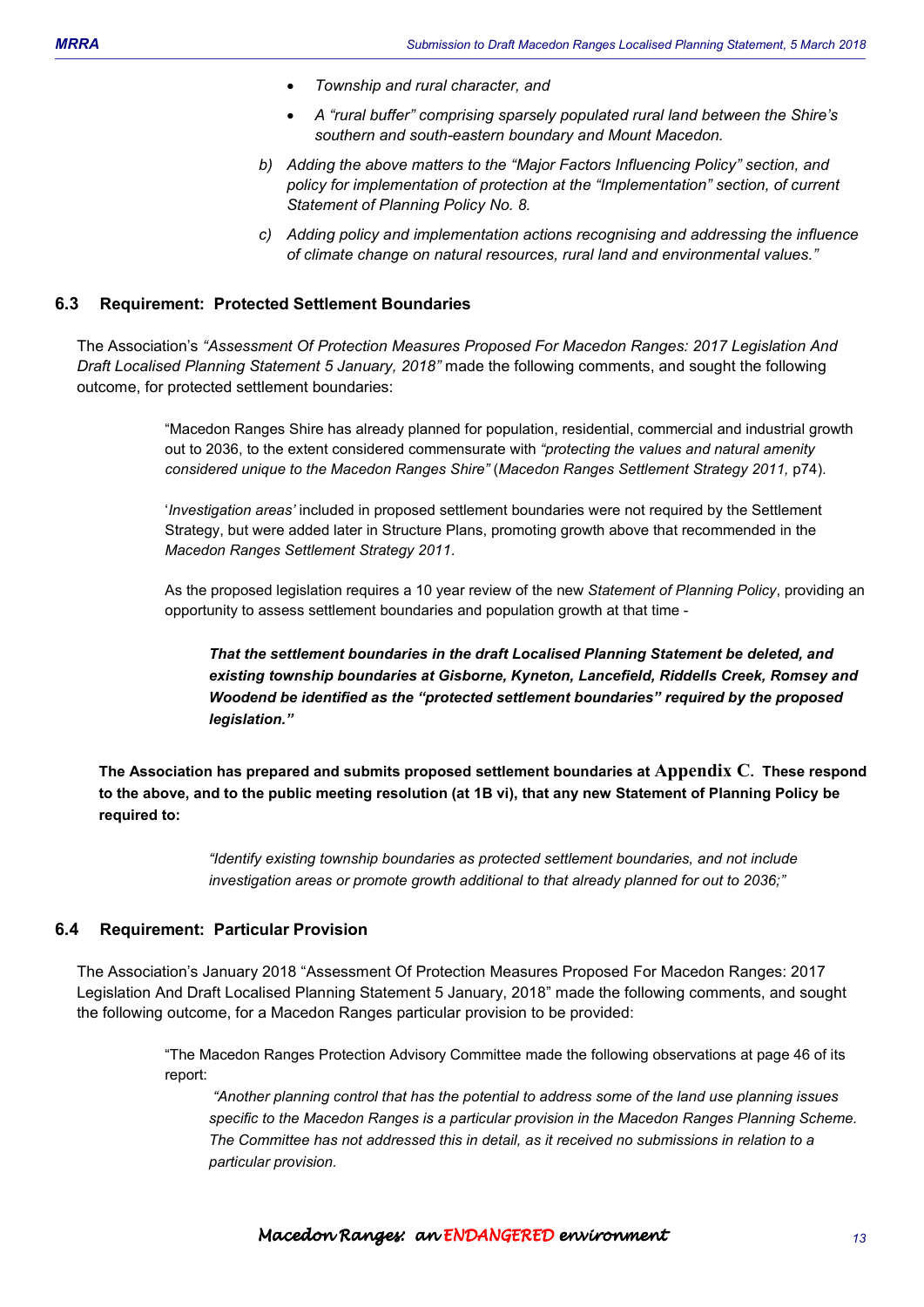- *Township and rural character, and*
- *A "rural buffer" comprising sparsely populated rural land between the Shire's southern and south-eastern boundary and Mount Macedon.*

*b) Adding the above matters to the "Major Factors Influencing Policy" section, and policy for implementation of protection at the "Implementation" section, of current Statement of Planning Policy No. 8.*

*c) Adding policy and implementation actions recognising and addressing the influence of climate change on natural resources, rural land and environmental values."*

### 6.3 Requirement: Protected Settlement Boundaries

The Association's *"Assessment Of Protection Measures Proposed For Macedon Ranges: 2017 Legislation And Draft Localised Planning Statement 5 January, 2018"* made the following comments, and sought the following outcome, for protected settlement boundaries:

> "Macedon Ranges Shire has already planned for population, residential, commercial and industrial growth out to 2036, to the extent considered commensurate with *"protecting the values and natural amenity considered unique to the Macedon Ranges Shire"* (*Macedon Ranges Settlement Strategy 2011,* p74).
>
> '*Investigation areas'* included in proposed settlement boundaries were not required by the Settlement Strategy, but were added later in Structure Plans, promoting growth above that recommended in the *Macedon Ranges Settlement Strategy 2011*.
>
> As the proposed legislation requires a 10 year review of the new *Statement of Planning Policy*, providing an opportunity to assess settlement boundaries and population growth at that time -
>
> > ***That the settlement boundaries in the draft Localised Planning Statement be deleted, and existing township boundaries at Gisborne, Kyneton, Lancefield, Riddells Creek, Romsey and Woodend be identified as the "protected settlement boundaries" required by the proposed legislation."***

**The Association has prepared and submits proposed settlement boundaries at Appendix C. These respond to the above, and to the public meeting resolution (at 1B vi), that any new Statement of Planning Policy be required to:**

> *"Identify existing township boundaries as protected settlement boundaries, and not include investigation areas or promote growth additional to that already planned for out to 2036;"*

### 6.4 Requirement: Particular Provision

The Association's January 2018 "Assessment Of Protection Measures Proposed For Macedon Ranges: 2017 Legislation And Draft Localised Planning Statement 5 January, 2018" made the following comments, and sought the following outcome, for a Macedon Ranges particular provision to be provided:

> "The Macedon Ranges Protection Advisory Committee made the following observations at page 46 of its report:
>
> > *"Another planning control that has the potential to address some of the land use planning issues specific to the Macedon Ranges is a particular provision in the Macedon Ranges Planning Scheme. The Committee has not addressed this in detail, as it received no submissions in relation to a particular provision.*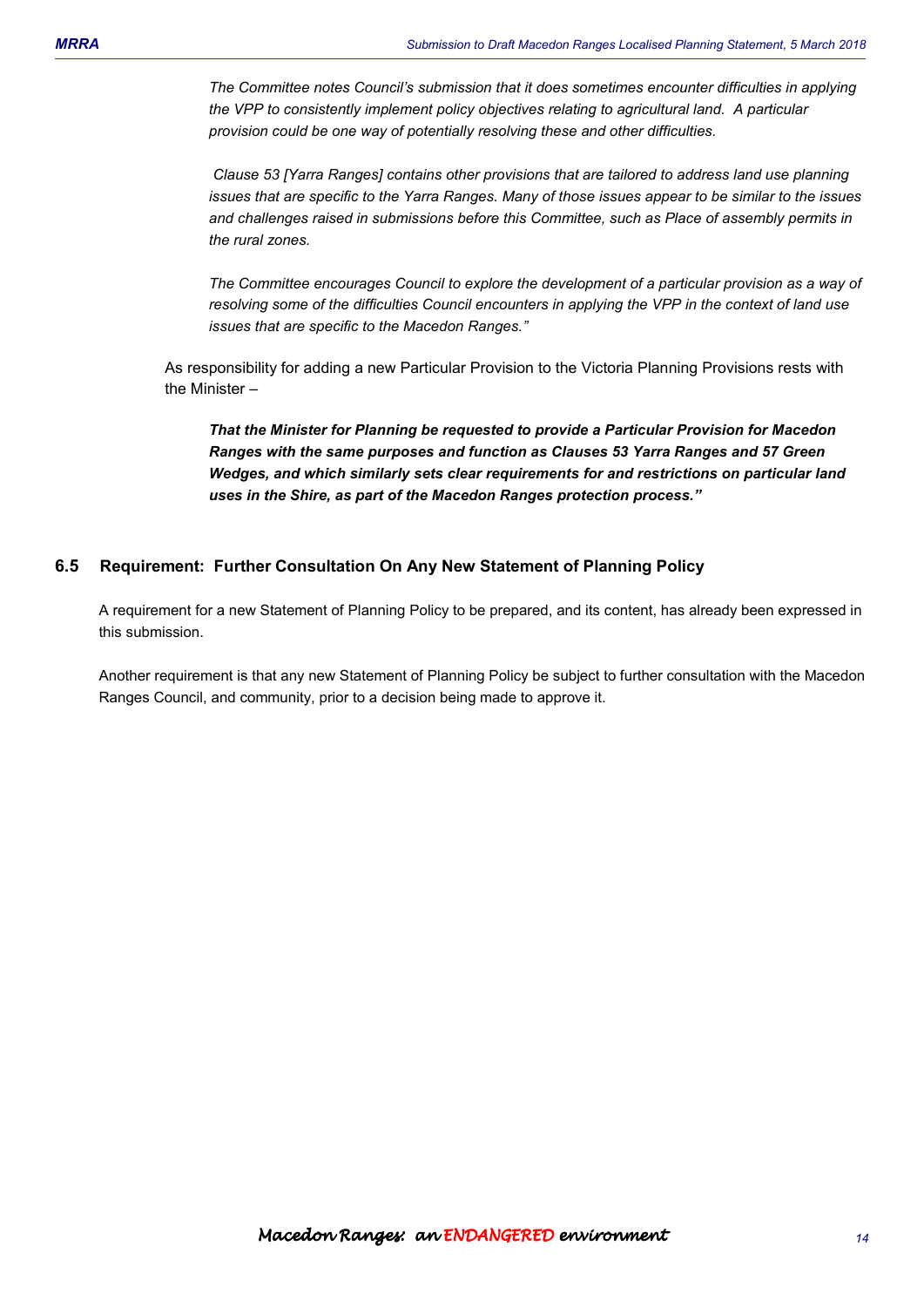*The Committee notes Council's submission that it does sometimes encounter difficulties in applying the VPP to consistently implement policy objectives relating to agricultural land. A particular provision could be one way of potentially resolving these and other difficulties.*

*Clause 53 [Yarra Ranges] contains other provisions that are tailored to address land use planning issues that are specific to the Yarra Ranges. Many of those issues appear to be similar to the issues and challenges raised in submissions before this Committee, such as Place of assembly permits in the rural zones.*

*The Committee encourages Council to explore the development of a particular provision as a way of resolving some of the difficulties Council encounters in applying the VPP in the context of land use issues that are specific to the Macedon Ranges."*

As responsibility for adding a new Particular Provision to the Victoria Planning Provisions rests with the Minister –

***That the Minister for Planning be requested to provide a Particular Provision for Macedon Ranges with the same purposes and function as Clauses 53 Yarra Ranges and 57 Green Wedges, and which similarly sets clear requirements for and restrictions on particular land uses in the Shire, as part of the Macedon Ranges protection process."***

## 6.5 Requirement: Further Consultation On Any New Statement of Planning Policy

A requirement for a new Statement of Planning Policy to be prepared, and its content, has already been expressed in this submission.

Another requirement is that any new Statement of Planning Policy be subject to further consultation with the Macedon Ranges Council, and community, prior to a decision being made to approve it.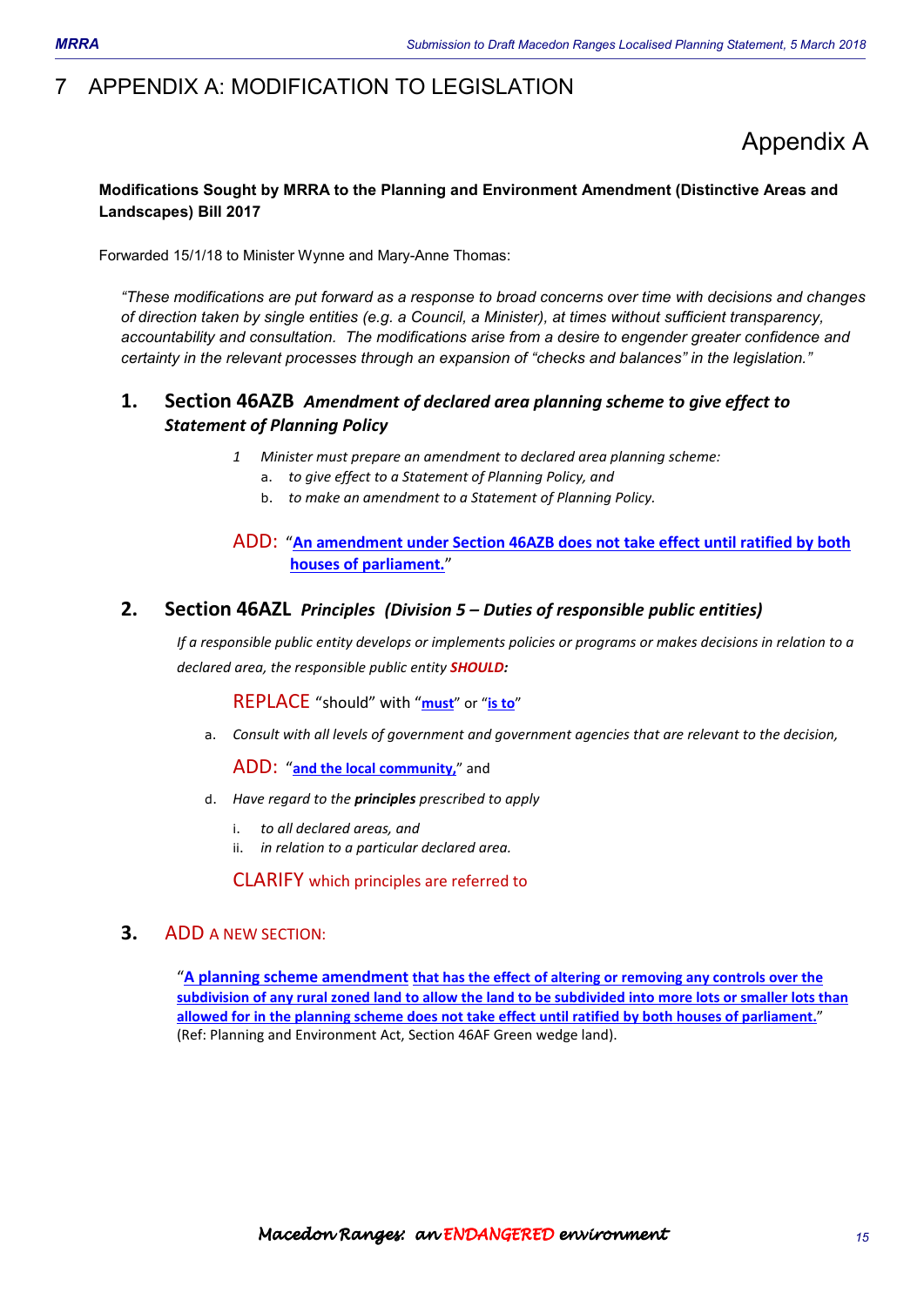# 7 APPENDIX A: MODIFICATION TO LEGISLATION

## Appendix A

**Modifications Sought by MRRA to the Planning and Environment Amendment (Distinctive Areas and Landscapes) Bill 2017**

Forwarded 15/1/18 to Minister Wynne and Mary-Anne Thomas:

*"These modifications are put forward as a response to broad concerns over time with decisions and changes of direction taken by single entities (e.g. a Council, a Minister), at times without sufficient transparency, accountability and consultation. The modifications arise from a desire to engender greater confidence and certainty in the relevant processes through an expansion of "checks and balances" in the legislation."*

### 1. Section 46AZB *Amendment of declared area planning scheme to give effect to Statement of Planning Policy*

*1 Minister must prepare an amendment to declared area planning scheme:*

- a. *to give effect to a Statement of Planning Policy, and*
- b. *to make an amendment to a Statement of Planning Policy.*

ADD: "**An amendment under Section 46AZB does not take effect until ratified by both houses of parliament.**"

### 2. Section 46AZL *Principles (Division 5 – Duties of responsible public entities)*

*If a responsible public entity develops or implements policies or programs or makes decisions in relation to a declared area, the responsible public entity* ***SHOULD:***

REPLACE "should" with "**must**" or "**is to**"

a. *Consult with all levels of government and government agencies that are relevant to the decision,*

ADD: "**and the local community,**" and

d. *Have regard to the* ***principles*** *prescribed to apply*

- i. *to all declared areas, and*
- ii. *in relation to a particular declared area.*

CLARIFY which principles are referred to

### 3. ADD A NEW SECTION:

"**A planning scheme amendment that has the effect of altering or removing any controls over the subdivision of any rural zoned land to allow the land to be subdivided into more lots or smaller lots than allowed for in the planning scheme does not take effect until ratified by both houses of parliament.**" (Ref: Planning and Environment Act, Section 46AF Green wedge land).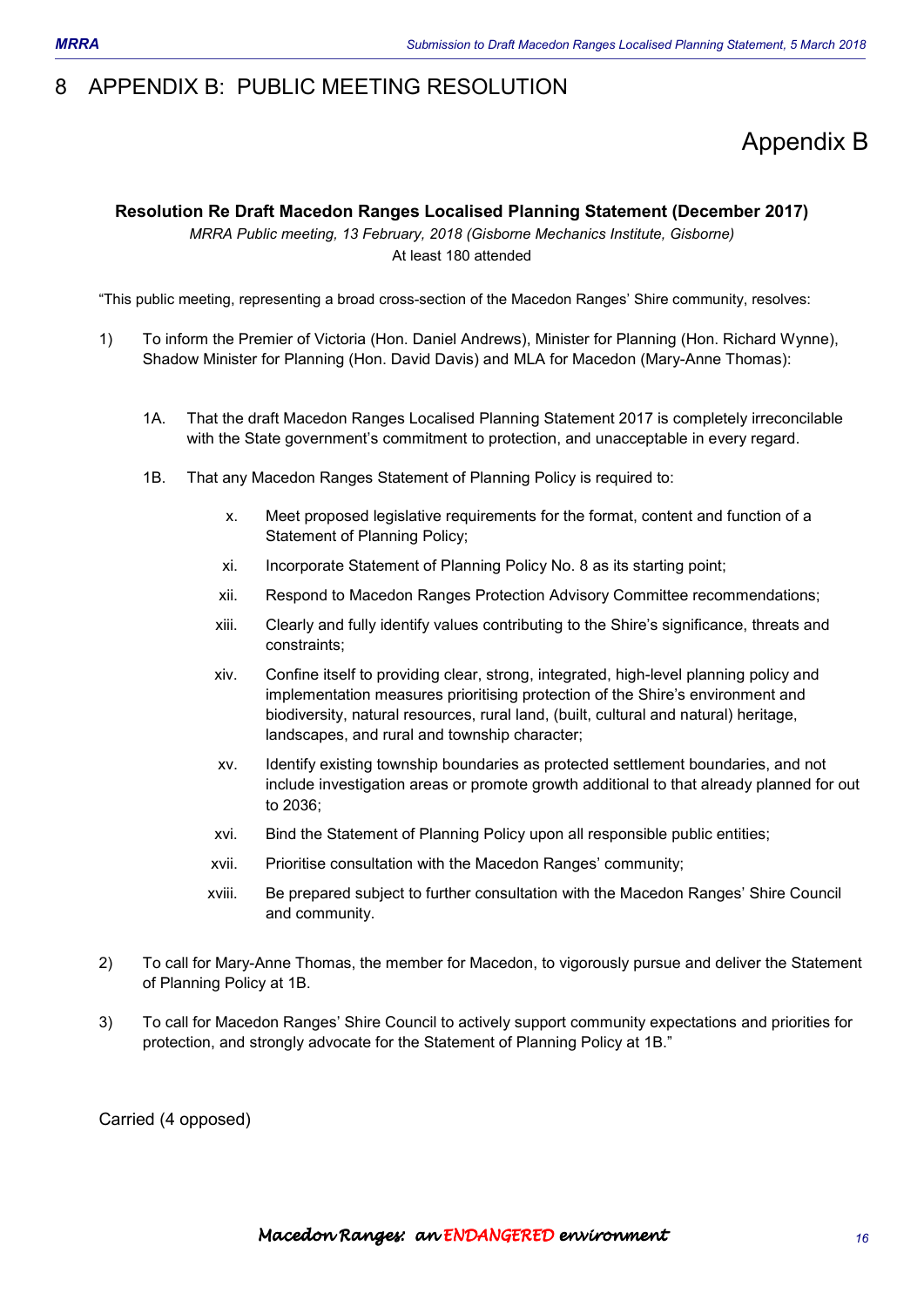# 8 APPENDIX B: PUBLIC MEETING RESOLUTION

## Appendix B

**Resolution Re Draft Macedon Ranges Localised Planning Statement (December 2017)**

*MRRA Public meeting, 13 February, 2018 (Gisborne Mechanics Institute, Gisborne)*

At least 180 attended

"This public meeting, representing a broad cross-section of the Macedon Ranges' Shire community, resolves:

1) To inform the Premier of Victoria (Hon. Daniel Andrews), Minister for Planning (Hon. Richard Wynne), Shadow Minister for Planning (Hon. David Davis) and MLA for Macedon (Mary-Anne Thomas):

   1A. That the draft Macedon Ranges Localised Planning Statement 2017 is completely irreconcilable with the State government's commitment to protection, and unacceptable in every regard.

   1B. That any Macedon Ranges Statement of Planning Policy is required to:

   x. Meet proposed legislative requirements for the format, content and function of a Statement of Planning Policy;

   xi. Incorporate Statement of Planning Policy No. 8 as its starting point;

   xii. Respond to Macedon Ranges Protection Advisory Committee recommendations;

   xiii. Clearly and fully identify values contributing to the Shire's significance, threats and constraints;

   xiv. Confine itself to providing clear, strong, integrated, high-level planning policy and implementation measures prioritising protection of the Shire's environment and biodiversity, natural resources, rural land, (built, cultural and natural) heritage, landscapes, and rural and township character;

   xv. Identify existing township boundaries as protected settlement boundaries, and not include investigation areas or promote growth additional to that already planned for out to 2036;

   xvi. Bind the Statement of Planning Policy upon all responsible public entities;

   xvii. Prioritise consultation with the Macedon Ranges' community;

   xviii. Be prepared subject to further consultation with the Macedon Ranges' Shire Council and community.

2) To call for Mary-Anne Thomas, the member for Macedon, to vigorously pursue and deliver the Statement of Planning Policy at 1B.

3) To call for Macedon Ranges' Shire Council to actively support community expectations and priorities for protection, and strongly advocate for the Statement of Planning Policy at 1B."

Carried (4 opposed)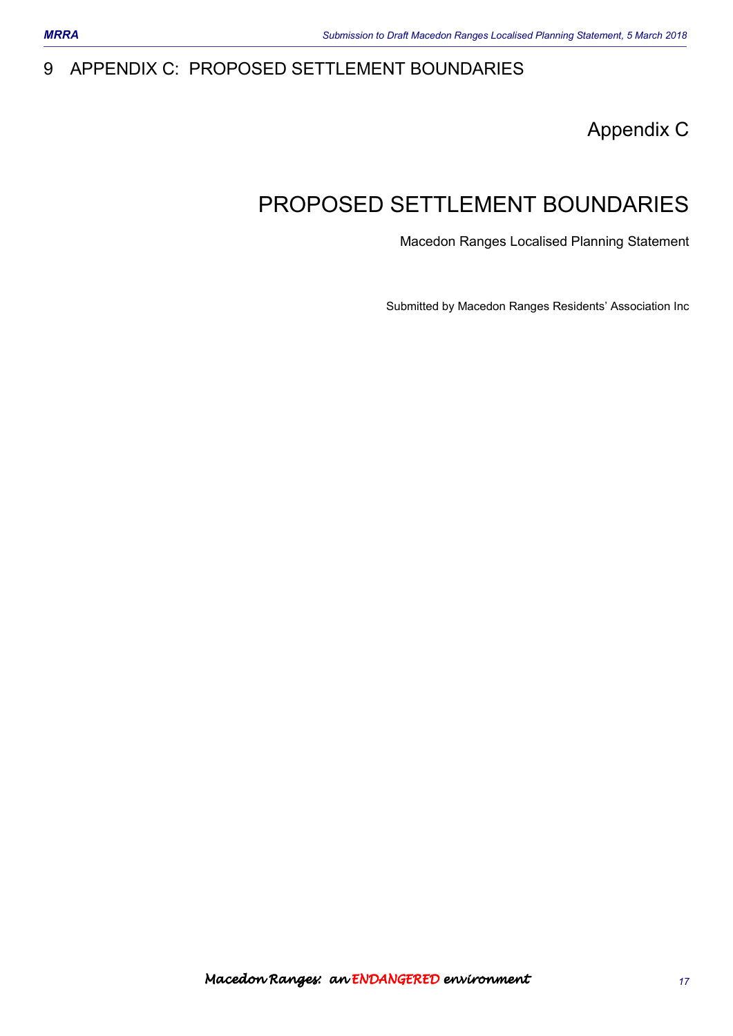# 9 APPENDIX C: PROPOSED SETTLEMENT BOUNDARIES

Appendix C

## PROPOSED SETTLEMENT BOUNDARIES

Macedon Ranges Localised Planning Statement

Submitted by Macedon Ranges Residents' Association Inc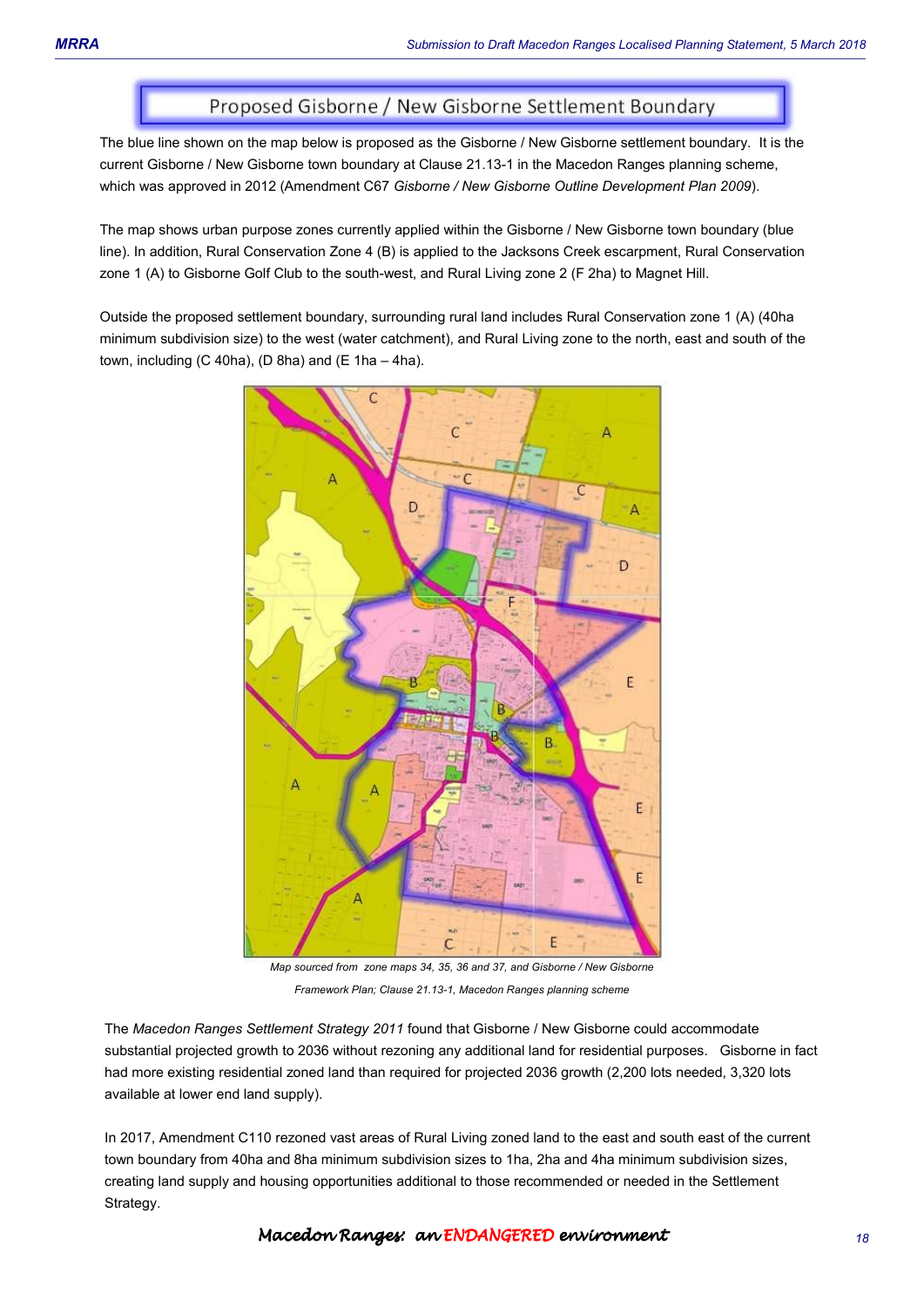## Proposed Gisborne / New Gisborne Settlement Boundary

The blue line shown on the map below is proposed as the Gisborne / New Gisborne settlement boundary. It is the current Gisborne / New Gisborne town boundary at Clause 21.13-1 in the Macedon Ranges planning scheme, which was approved in 2012 (Amendment C67 *Gisborne / New Gisborne Outline Development Plan 2009*).

The map shows urban purpose zones currently applied within the Gisborne / New Gisborne town boundary (blue line). In addition, Rural Conservation Zone 4 (B) is applied to the Jacksons Creek escarpment, Rural Conservation zone 1 (A) to Gisborne Golf Club to the south-west, and Rural Living zone 2 (F 2ha) to Magnet Hill.

Outside the proposed settlement boundary, surrounding rural land includes Rural Conservation zone 1 (A) (40ha minimum subdivision size) to the west (water catchment), and Rural Living zone to the north, east and south of the town, including (C 40ha), (D 8ha) and (E 1ha – 4ha).

*Map sourced from zone maps 34, 35, 36 and 37, and Gisborne / New Gisborne Framework Plan; Clause 21.13-1, Macedon Ranges planning scheme*

The *Macedon Ranges Settlement Strategy 2011* found that Gisborne / New Gisborne could accommodate substantial projected growth to 2036 without rezoning any additional land for residential purposes. Gisborne in fact had more existing residential zoned land than required for projected 2036 growth (2,200 lots needed, 3,320 lots available at lower end land supply).

In 2017, Amendment C110 rezoned vast areas of Rural Living zoned land to the east and south east of the current town boundary from 40ha and 8ha minimum subdivision sizes to 1ha, 2ha and 4ha minimum subdivision sizes, creating land supply and housing opportunities additional to those recommended or needed in the Settlement Strategy.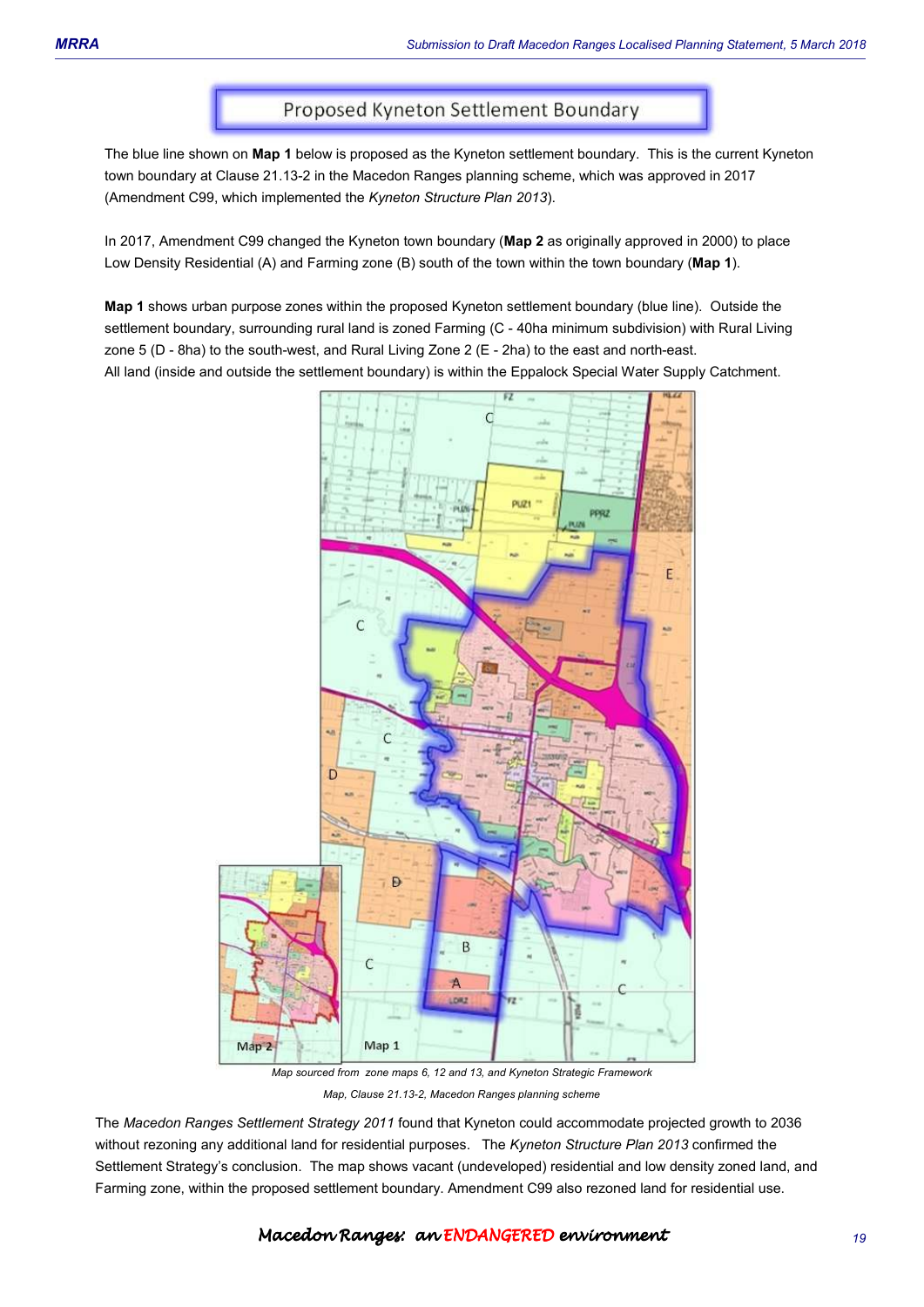## Proposed Kyneton Settlement Boundary

The blue line shown on **Map 1** below is proposed as the Kyneton settlement boundary. This is the current Kyneton town boundary at Clause 21.13-2 in the Macedon Ranges planning scheme, which was approved in 2017 (Amendment C99, which implemented the *Kyneton Structure Plan 2013*).

In 2017, Amendment C99 changed the Kyneton town boundary (**Map 2** as originally approved in 2000) to place Low Density Residential (A) and Farming zone (B) south of the town within the town boundary (**Map 1**).

**Map 1** shows urban purpose zones within the proposed Kyneton settlement boundary (blue line). Outside the settlement boundary, surrounding rural land is zoned Farming (C - 40ha minimum subdivision) with Rural Living zone 5 (D - 8ha) to the south-west, and Rural Living Zone 2 (E - 2ha) to the east and north-east. All land (inside and outside the settlement boundary) is within the Eppalock Special Water Supply Catchment.

Map sourced from zone maps 6, 12 and 13, and Kyneton Strategic Framework Map, Clause 21.13-2, Macedon Ranges planning scheme

The *Macedon Ranges Settlement Strategy 2011* found that Kyneton could accommodate projected growth to 2036 without rezoning any additional land for residential purposes. The *Kyneton Structure Plan 2013* confirmed the Settlement Strategy's conclusion. The map shows vacant (undeveloped) residential and low density zoned land, and Farming zone, within the proposed settlement boundary. Amendment C99 also rezoned land for residential use.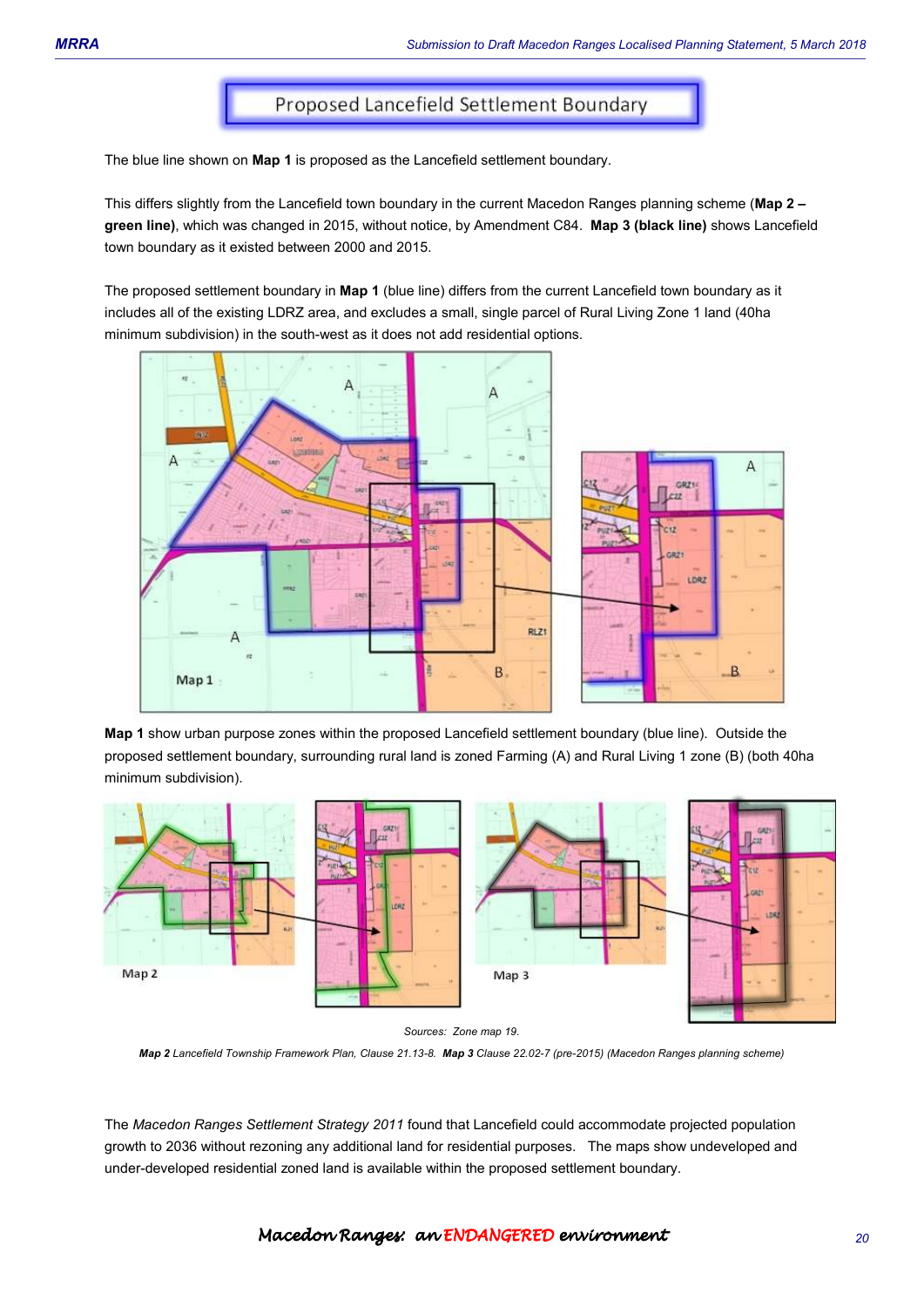## Proposed Lancefield Settlement Boundary

The blue line shown on **Map 1** is proposed as the Lancefield settlement boundary.

This differs slightly from the Lancefield town boundary in the current Macedon Ranges planning scheme (**Map 2 – green line)**, which was changed in 2015, without notice, by Amendment C84. **Map 3 (black line)** shows Lancefield town boundary as it existed between 2000 and 2015.

The proposed settlement boundary in **Map 1** (blue line) differs from the current Lancefield town boundary as it includes all of the existing LDRZ area, and excludes a small, single parcel of Rural Living Zone 1 land (40ha minimum subdivision) in the south-west as it does not add residential options.

**Map 1** show urban purpose zones within the proposed Lancefield settlement boundary (blue line). Outside the proposed settlement boundary, surrounding rural land is zoned Farming (A) and Rural Living 1 zone (B) (both 40ha minimum subdivision).

*Sources: Zone map 19.*

***Map 2** Lancefield Township Framework Plan, Clause 21.13-8.* ***Map 3** Clause 22.02-7 (pre-2015) (Macedon Ranges planning scheme)*

The *Macedon Ranges Settlement Strategy 2011* found that Lancefield could accommodate projected population growth to 2036 without rezoning any additional land for residential purposes. The maps show undeveloped and under-developed residential zoned land is available within the proposed settlement boundary.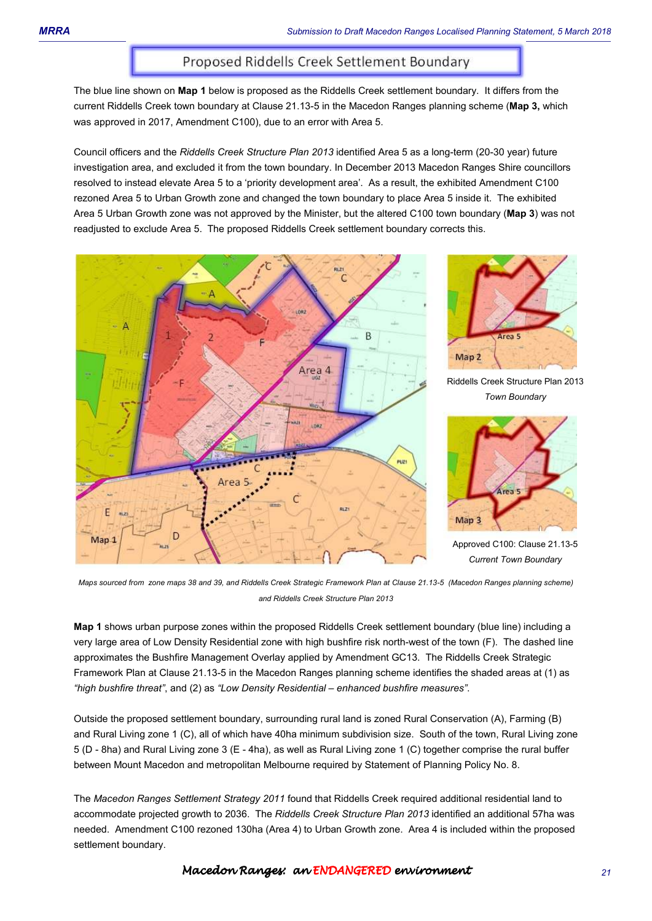## Proposed Riddells Creek Settlement Boundary

The blue line shown on **Map 1** below is proposed as the Riddells Creek settlement boundary. It differs from the current Riddells Creek town boundary at Clause 21.13-5 in the Macedon Ranges planning scheme (**Map 3,** which was approved in 2017, Amendment C100), due to an error with Area 5.

Council officers and the *Riddells Creek Structure Plan 2013* identified Area 5 as a long-term (20-30 year) future investigation area, and excluded it from the town boundary. In December 2013 Macedon Ranges Shire councillors resolved to instead elevate Area 5 to a 'priority development area'. As a result, the exhibited Amendment C100 rezoned Area 5 to Urban Growth zone and changed the town boundary to place Area 5 inside it. The exhibited Area 5 Urban Growth zone was not approved by the Minister, but the altered C100 town boundary (**Map 3**) was not readjusted to exclude Area 5. The proposed Riddells Creek settlement boundary corrects this.

Riddells Creek Structure Plan 2013
*Town Boundary*

Approved C100: Clause 21.13-5
*Current Town Boundary*

*Maps sourced from zone maps 38 and 39, and Riddells Creek Strategic Framework Plan at Clause 21.13-5 (Macedon Ranges planning scheme) and Riddells Creek Structure Plan 2013*

**Map 1** shows urban purpose zones within the proposed Riddells Creek settlement boundary (blue line) including a very large area of Low Density Residential zone with high bushfire risk north-west of the town (F). The dashed line approximates the Bushfire Management Overlay applied by Amendment GC13. The Riddells Creek Strategic Framework Plan at Clause 21.13-5 in the Macedon Ranges planning scheme identifies the shaded areas at (1) as *"high bushfire threat"*, and (2) as *"Low Density Residential – enhanced bushfire measures"*.

Outside the proposed settlement boundary, surrounding rural land is zoned Rural Conservation (A), Farming (B) and Rural Living zone 1 (C), all of which have 40ha minimum subdivision size. South of the town, Rural Living zone 5 (D - 8ha) and Rural Living zone 3 (E - 4ha), as well as Rural Living zone 1 (C) together comprise the rural buffer between Mount Macedon and metropolitan Melbourne required by Statement of Planning Policy No. 8.

The *Macedon Ranges Settlement Strategy 2011* found that Riddells Creek required additional residential land to accommodate projected growth to 2036. The *Riddells Creek Structure Plan 2013* identified an additional 57ha was needed. Amendment C100 rezoned 130ha (Area 4) to Urban Growth zone. Area 4 is included within the proposed settlement boundary.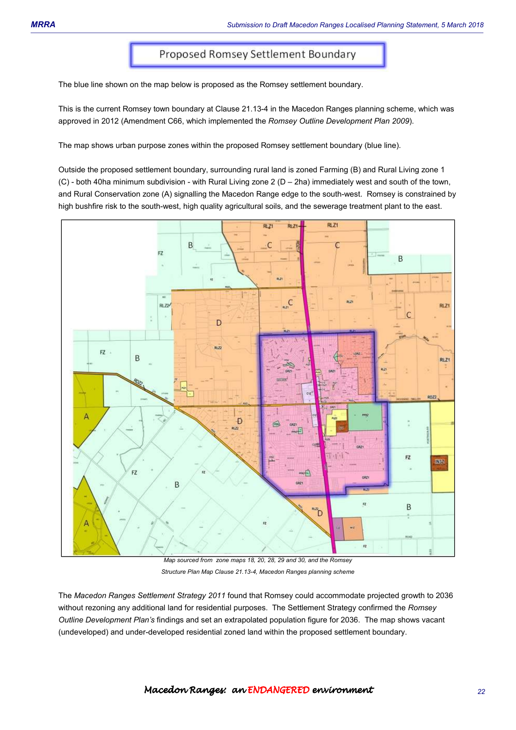## Proposed Romsey Settlement Boundary

The blue line shown on the map below is proposed as the Romsey settlement boundary.

This is the current Romsey town boundary at Clause 21.13-4 in the Macedon Ranges planning scheme, which was approved in 2012 (Amendment C66, which implemented the *Romsey Outline Development Plan 2009*).

The map shows urban purpose zones within the proposed Romsey settlement boundary (blue line).

Outside the proposed settlement boundary, surrounding rural land is zoned Farming (B) and Rural Living zone 1 (C) - both 40ha minimum subdivision - with Rural Living zone 2 (D – 2ha) immediately west and south of the town, and Rural Conservation zone (A) signalling the Macedon Range edge to the south-west. Romsey is constrained by high bushfire risk to the south-west, high quality agricultural soils, and the sewerage treatment plant to the east.

*Map sourced from zone maps 18, 20, 28, 29 and 30, and the Romsey Structure Plan Map Clause 21.13-4, Macedon Ranges planning scheme*

The *Macedon Ranges Settlement Strategy 2011* found that Romsey could accommodate projected growth to 2036 without rezoning any additional land for residential purposes. The Settlement Strategy confirmed the *Romsey Outline Development Plan's* findings and set an extrapolated population figure for 2036. The map shows vacant (undeveloped) and under-developed residential zoned land within the proposed settlement boundary.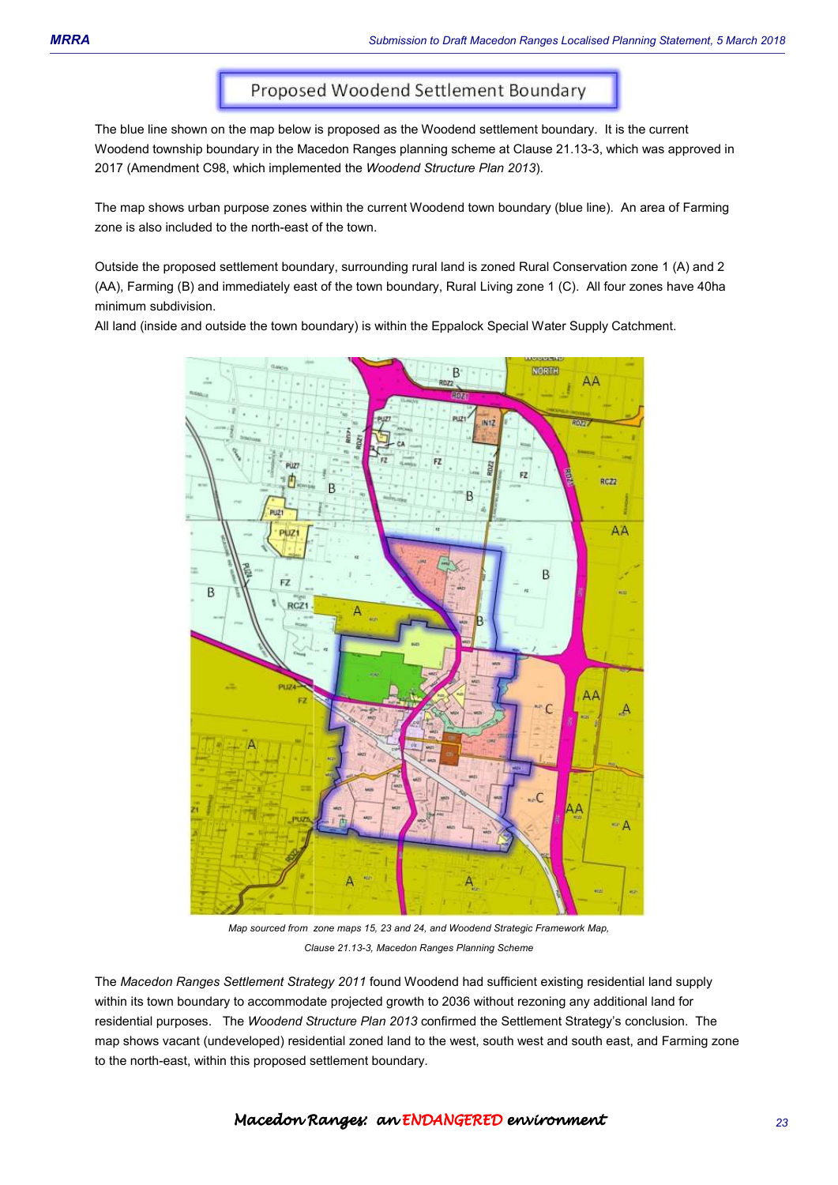# Proposed Woodend Settlement Boundary

The blue line shown on the map below is proposed as the Woodend settlement boundary. It is the current Woodend township boundary in the Macedon Ranges planning scheme at Clause 21.13-3, which was approved in 2017 (Amendment C98, which implemented the *Woodend Structure Plan 2013*).

The map shows urban purpose zones within the current Woodend town boundary (blue line). An area of Farming zone is also included to the north-east of the town.

Outside the proposed settlement boundary, surrounding rural land is zoned Rural Conservation zone 1 (A) and 2 (AA), Farming (B) and immediately east of the town boundary, Rural Living zone 1 (C). All four zones have 40ha minimum subdivision.

All land (inside and outside the town boundary) is within the Eppalock Special Water Supply Catchment.

*Map sourced from zone maps 15, 23 and 24, and Woodend Strategic Framework Map, Clause 21.13-3, Macedon Ranges Planning Scheme*

The *Macedon Ranges Settlement Strategy 2011* found Woodend had sufficient existing residential land supply within its town boundary to accommodate projected growth to 2036 without rezoning any additional land for residential purposes. The *Woodend Structure Plan 2013* confirmed the Settlement Strategy's conclusion. The map shows vacant (undeveloped) residential zoned land to the west, south west and south east, and Farming zone to the north-east, within this proposed settlement boundary.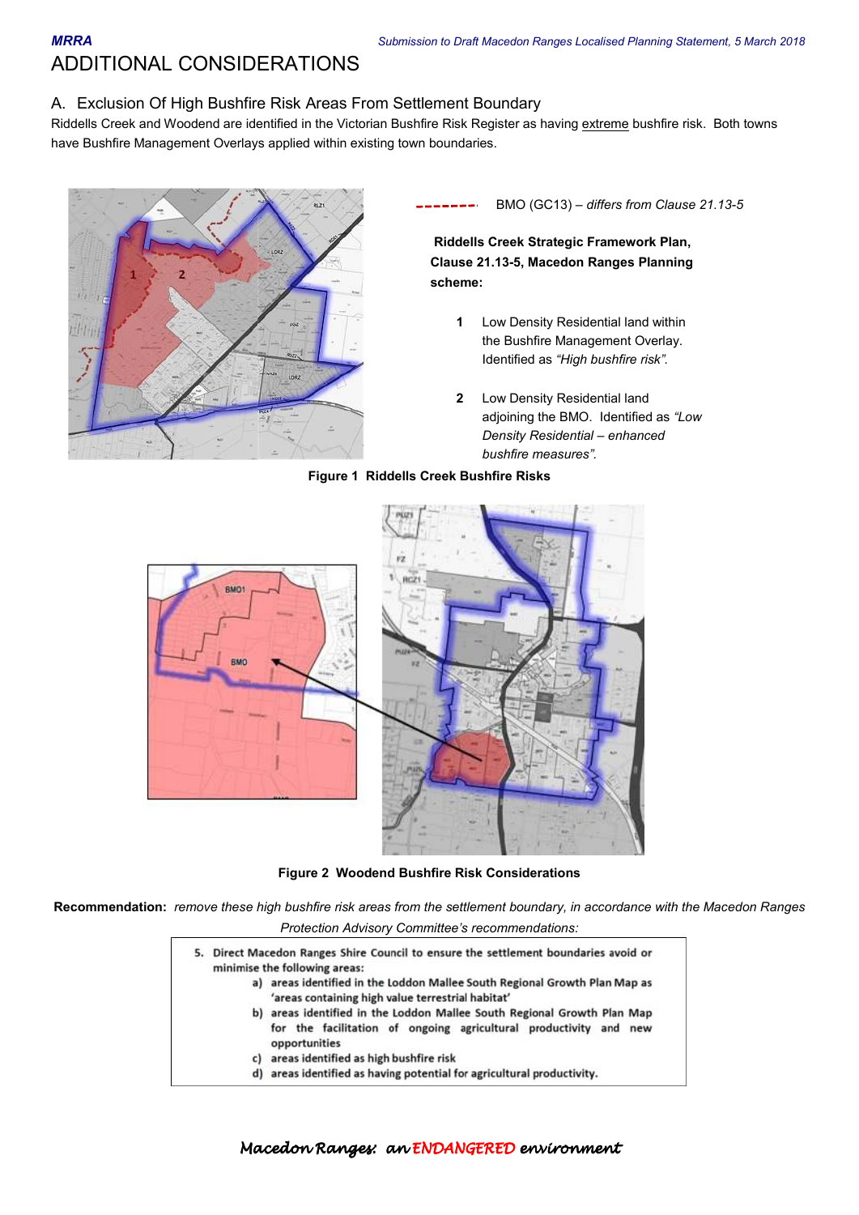# ADDITIONAL CONSIDERATIONS

## A. Exclusion Of High Bushfire Risk Areas From Settlement Boundary

Riddells Creek and Woodend are identified in the Victorian Bushfire Risk Register as having extreme bushfire risk. Both towns have Bushfire Management Overlays applied within existing town boundaries.

BMO (GC13) – *differs from Clause 21.13-5*

**Riddells Creek Strategic Framework Plan, Clause 21.13-5, Macedon Ranges Planning scheme:**

1. Low Density Residential land within the Bushfire Management Overlay. Identified as *"High bushfire risk"*.
2. Low Density Residential land adjoining the BMO. Identified as *"Low Density Residential – enhanced bushfire measures"*.

**Figure 1 Riddells Creek Bushfire Risks**

**Figure 2 Woodend Bushfire Risk Considerations**

**Recommendation:** *remove these high bushfire risk areas from the settlement boundary, in accordance with the Macedon Ranges Protection Advisory Committee's recommendations:*

5. Direct Macedon Ranges Shire Council to ensure the settlement boundaries avoid or minimise the following areas:
   a) areas identified in the Loddon Mallee South Regional Growth Plan Map as 'areas containing high value terrestrial habitat'
   b) areas identified in the Loddon Mallee South Regional Growth Plan Map for the facilitation of ongoing agricultural productivity and new opportunities
   c) areas identified as high bushfire risk
   d) areas identified as having potential for agricultural productivity.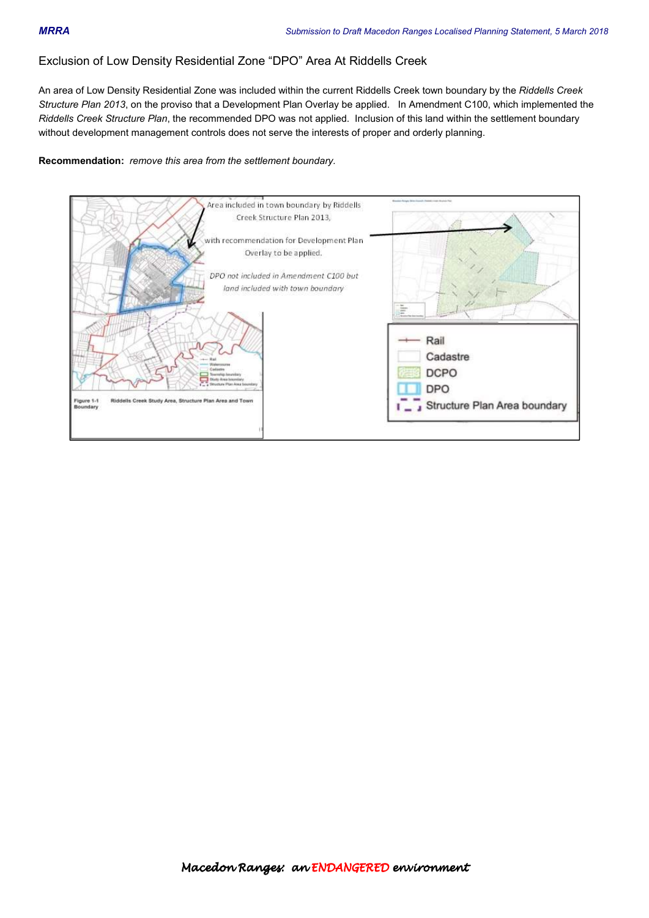## Exclusion of Low Density Residential Zone "DPO" Area At Riddells Creek

An area of Low Density Residential Zone was included within the current Riddells Creek town boundary by the *Riddells Creek Structure Plan 2013*, on the proviso that a Development Plan Overlay be applied. In Amendment C100, which implemented the *Riddells Creek Structure Plan*, the recommended DPO was not applied. Inclusion of this land within the settlement boundary without development management controls does not serve the interests of proper and orderly planning.

**Recommendation:** *remove this area from the settlement boundary.*

Area included in town boundary by Riddells Creek Structure Plan 2013,

with recommendation for Development Plan Overlay to be applied.

*DPO not included in Amendment C100 but land included with town boundary*

Figure 1-1 Boundary — Riddells Creek Study Area, Structure Plan Area and Town

Rail

Cadastre

DCPO

DPO

Structure Plan Area boundary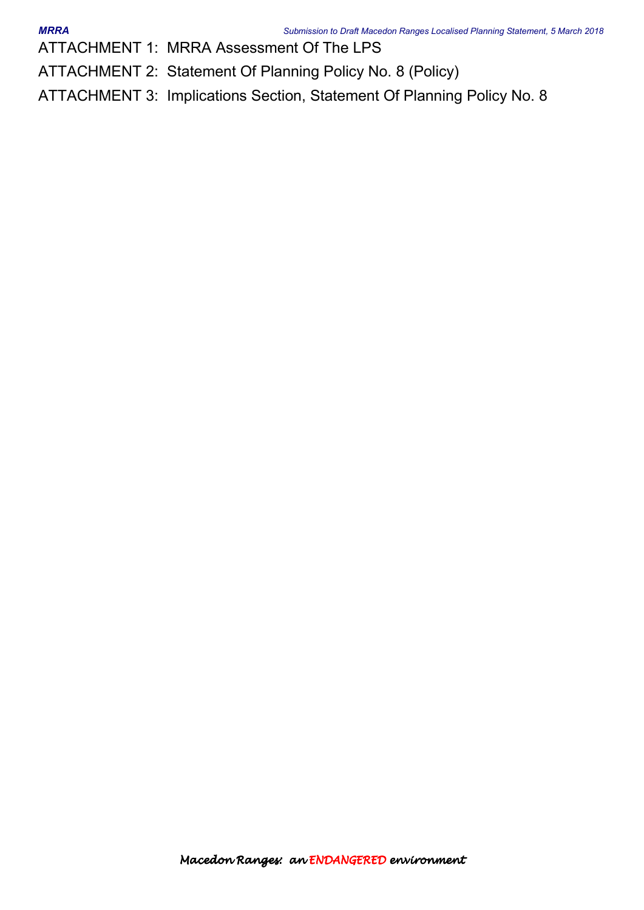ATTACHMENT 1: MRRA Assessment Of The LPS

ATTACHMENT 2: Statement Of Planning Policy No. 8 (Policy)

ATTACHMENT 3: Implications Section, Statement Of Planning Policy No. 8